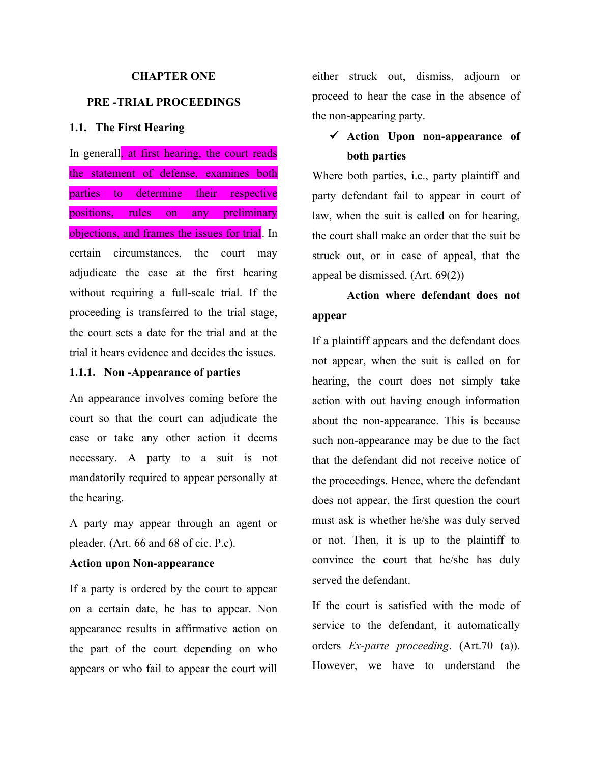# CHAPTER ONE

## PRE -TRIAL PROCEEDINGS

### 1.1. The First Hearing

In generall, at first hearing, the court reads the statement of defense, examines both parties to determine their respective positions, rules on any preliminary objections, and frames the issues for trial. In certain circumstances, the court may adjudicate the case at the first hearing without requiring a full-scale trial. If the proceeding is transferred to the trial stage, the court sets a date for the trial and at the trial it hears evidence and decides the issues.

#### 1.1.1. Non -Appearance of parties

An appearance involves coming before the court so that the court can adjudicate the case or take any other action it deems necessary. A party to a suit is not mandatorily required to appear personally at the hearing.

A party may appear through an agent or pleader. (Art. 66 and 68 of cic. P.c).

**Action upon Non-appearance**

If a party is ordered by the court to appear on a certain date, he has to appear. Non appearance results in affirmative action on the part of the court depending on who appears or who fail to appear the court will either struck out, dismiss, adjourn or proceed to hear the case in the absence of the non-appearing party.

- ✓ **Action Upon non-appearance of both parties**

Where both parties, i.e., party plaintiff and party defendant fail to appear in court of law, when the suit is called on for hearing, the court shall make an order that the suit be struck out, or in case of appeal, that the appeal be dismissed. (Art. 69(2))

**Action where defendant does not appear**

If a plaintiff appears and the defendant does not appear, when the suit is called on for hearing, the court does not simply take action with out having enough information about the non-appearance. This is because such non-appearance may be due to the fact that the defendant did not receive notice of the proceedings. Hence, where the defendant does not appear, the first question the court must ask is whether he/she was duly served or not. Then, it is up to the plaintiff to convince the court that he/she has duly served the defendant.

If the court is satisfied with the mode of service to the defendant, it automatically orders *Ex-parte proceeding*. (Art.70 (a)). However, we have to understand the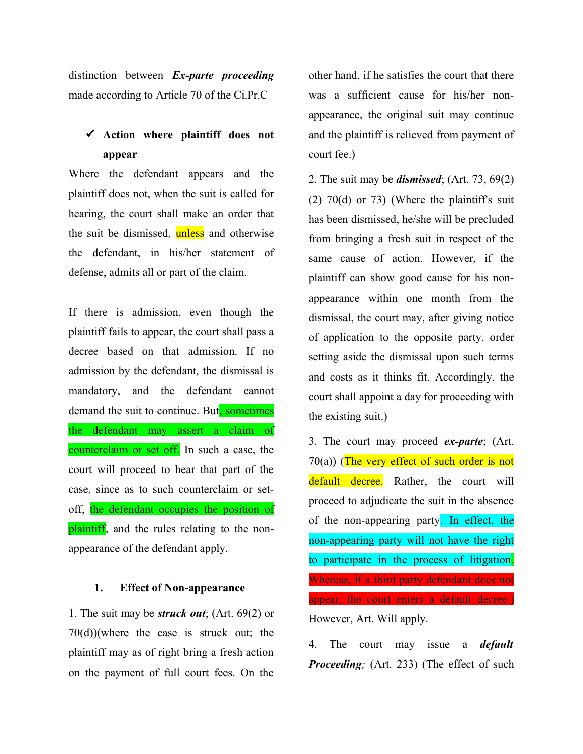distinction between ***Ex-parte proceeding*** made according to Article 70 of the Ci.Pr.C

- ✓ **Action where plaintiff does not appear**

Where the defendant appears and the plaintiff does not, when the suit is called for hearing, the court shall make an order that the suit be dismissed, unless and otherwise the defendant, in his/her statement of defense, admits all or part of the claim.

If there is admission, even though the plaintiff fails to appear, the court shall pass a decree based on that admission. If no admission by the defendant, the dismissal is mandatory, and the defendant cannot demand the suit to continue. But, sometimes the defendant may assert a claim of counterclaim or set off. In such a case, the court will proceed to hear that part of the case, since as to such counterclaim or set-off, the defendant occupies the position of plaintiff, and the rules relating to the non-appearance of the defendant apply.

1. **Effect of Non-appearance**

1. The suit may be ***struck out***; (Art. 69(2) or 70(d))(where the case is struck out; the plaintiff may as of right bring a fresh action on the payment of full court fees. On the other hand, if he satisfies the court that there was a sufficient cause for his/her non-appearance, the original suit may continue and the plaintiff is relieved from payment of court fee.)

2. The suit may be ***dismissed***; (Art. 73, 69(2) (2) 70(d) or 73) (Where the plaintiff's suit has been dismissed, he/she will be precluded from bringing a fresh suit in respect of the same cause of action. However, if the plaintiff can show good cause for his non-appearance within one month from the dismissal, the court may, after giving notice of application to the opposite party, order setting aside the dismissal upon such terms and costs as it thinks fit. Accordingly, the court shall appoint a day for proceeding with the existing suit.)

3. The court may proceed ***ex-parte***; (Art. 70(a)) (The very effect of such order is not default decree. Rather, the court will proceed to adjudicate the suit in the absence of the non-appearing party. In effect, the non-appearing party will not have the right to participate in the process of litigation. Whereas, if a third party defendant does not appear, the court enters a default decree.) However, Art. Will apply.

4. The court may issue a ***default Proceeding;*** (Art. 233) (The effect of such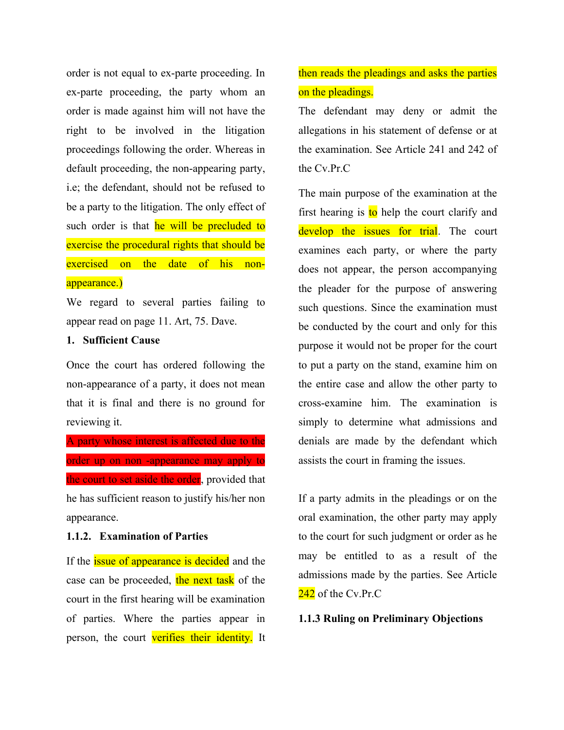order is not equal to ex-parte proceeding. In ex-parte proceeding, the party whom an order is made against him will not have the right to be involved in the litigation proceedings following the order. Whereas in default proceeding, the non-appearing party, i.e; the defendant, should not be refused to be a party to the litigation. The only effect of such order is that he will be precluded to exercise the procedural rights that should be exercised on the date of his non-appearance.)

We regard to several parties failing to appear read on page 11. Art, 75. Dave.

**1. Sufficient Cause**

Once the court has ordered following the non-appearance of a party, it does not mean that it is final and there is no ground for reviewing it.

A party whose interest is affected due to the order up on non -appearance may apply to the court to set aside the order, provided that he has sufficient reason to justify his/her non appearance.

**1.1.2. Examination of Parties**

If the issue of appearance is decided and the case can be proceeded, the next task of the court in the first hearing will be examination of parties. Where the parties appear in person, the court verifies their identity. It then reads the pleadings and asks the parties on the pleadings.

The defendant may deny or admit the allegations in his statement of defense or at the examination. See Article 241 and 242 of the Cv.Pr.C

The main purpose of the examination at the first hearing is to help the court clarify and develop the issues for trial. The court examines each party, or where the party does not appear, the person accompanying the pleader for the purpose of answering such questions. Since the examination must be conducted by the court and only for this purpose it would not be proper for the court to put a party on the stand, examine him on the entire case and allow the other party to cross-examine him. The examination is simply to determine what admissions and denials are made by the defendant which assists the court in framing the issues.

If a party admits in the pleadings or on the oral examination, the other party may apply to the court for such judgment or order as he may be entitled to as a result of the admissions made by the parties. See Article 242 of the Cv.Pr.C

**1.1.3 Ruling on Preliminary Objections**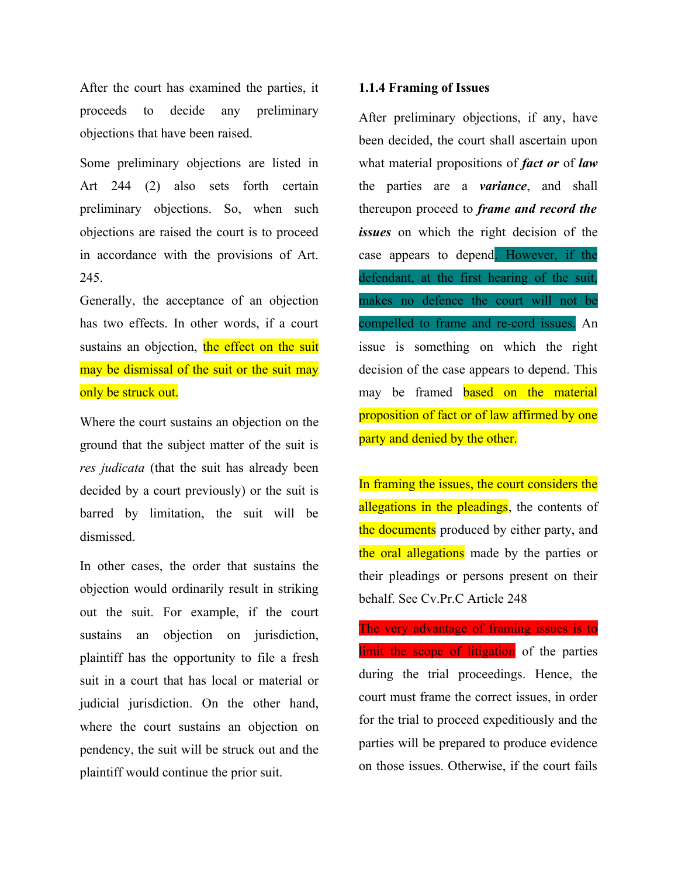After the court has examined the parties, it proceeds to decide any preliminary objections that have been raised.

Some preliminary objections are listed in Art 244 (2) also sets forth certain preliminary objections. So, when such objections are raised the court is to proceed in accordance with the provisions of Art. 245.

Generally, the acceptance of an objection has two effects. In other words, if a court sustains an objection, the effect on the suit may be dismissal of the suit or the suit may only be struck out.

Where the court sustains an objection on the ground that the subject matter of the suit is *res judicata* (that the suit has already been decided by a court previously) or the suit is barred by limitation, the suit will be dismissed.

In other cases, the order that sustains the objection would ordinarily result in striking out the suit. For example, if the court sustains an objection on jurisdiction, plaintiff has the opportunity to file a fresh suit in a court that has local or material or judicial jurisdiction. On the other hand, where the court sustains an objection on pendency, the suit will be struck out and the plaintiff would continue the prior suit.

### 1.1.4 Framing of Issues

After preliminary objections, if any, have been decided, the court shall ascertain upon what material propositions of ***fact or*** of ***law*** the parties are a ***variance***, and shall thereupon proceed to ***frame and record the issues*** on which the right decision of the case appears to depend. However, if the defendant, at the first hearing of the suit, makes no defence the court will not be compelled to frame and re-cord issues. An issue is something on which the right decision of the case appears to depend. This may be framed based on the material proposition of fact or of law affirmed by one party and denied by the other.

In framing the issues, the court considers the allegations in the pleadings, the contents of the documents produced by either party, and the oral allegations made by the parties or their pleadings or persons present on their behalf. See Cv.Pr.C Article 248

The very advantage of framing issues is to limit the scope of litigation of the parties during the trial proceedings. Hence, the court must frame the correct issues, in order for the trial to proceed expeditiously and the parties will be prepared to produce evidence on those issues. Otherwise, if the court fails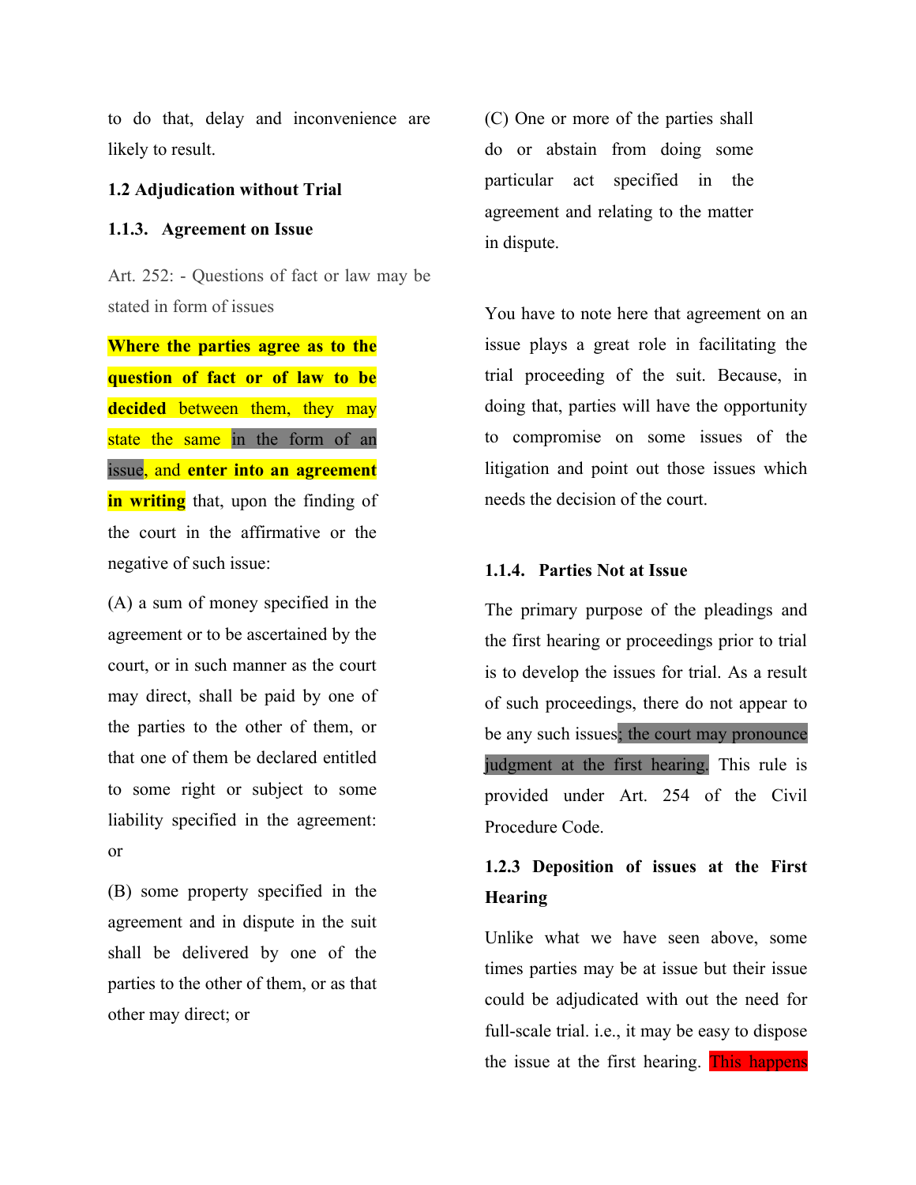to do that, delay and inconvenience are likely to result.

## 1.2 Adjudication without Trial

### 1.1.3. Agreement on Issue

Art. 252: - Questions of fact or law may be stated in form of issues

**Where the parties agree as to the question of fact or of law to be decided** between them, they may state the same in the form of an issue, and **enter into an agreement in writing** that, upon the finding of the court in the affirmative or the negative of such issue:

(A) a sum of money specified in the agreement or to be ascertained by the court, or in such manner as the court may direct, shall be paid by one of the parties to the other of them, or that one of them be declared entitled to some right or subject to some liability specified in the agreement: or

(B) some property specified in the agreement and in dispute in the suit shall be delivered by one of the parties to the other of them, or as that other may direct; or

(C) One or more of the parties shall do or abstain from doing some particular act specified in the agreement and relating to the matter in dispute.

You have to note here that agreement on an issue plays a great role in facilitating the trial proceeding of the suit. Because, in doing that, parties will have the opportunity to compromise on some issues of the litigation and point out those issues which needs the decision of the court.

### 1.1.4. Parties Not at Issue

The primary purpose of the pleadings and the first hearing or proceedings prior to trial is to develop the issues for trial. As a result of such proceedings, there do not appear to be any such issues; the court may pronounce judgment at the first hearing. This rule is provided under Art. 254 of the Civil Procedure Code.

### 1.2.3 Deposition of issues at the First Hearing

Unlike what we have seen above, some times parties may be at issue but their issue could be adjudicated with out the need for full-scale trial. i.e., it may be easy to dispose the issue at the first hearing. This happens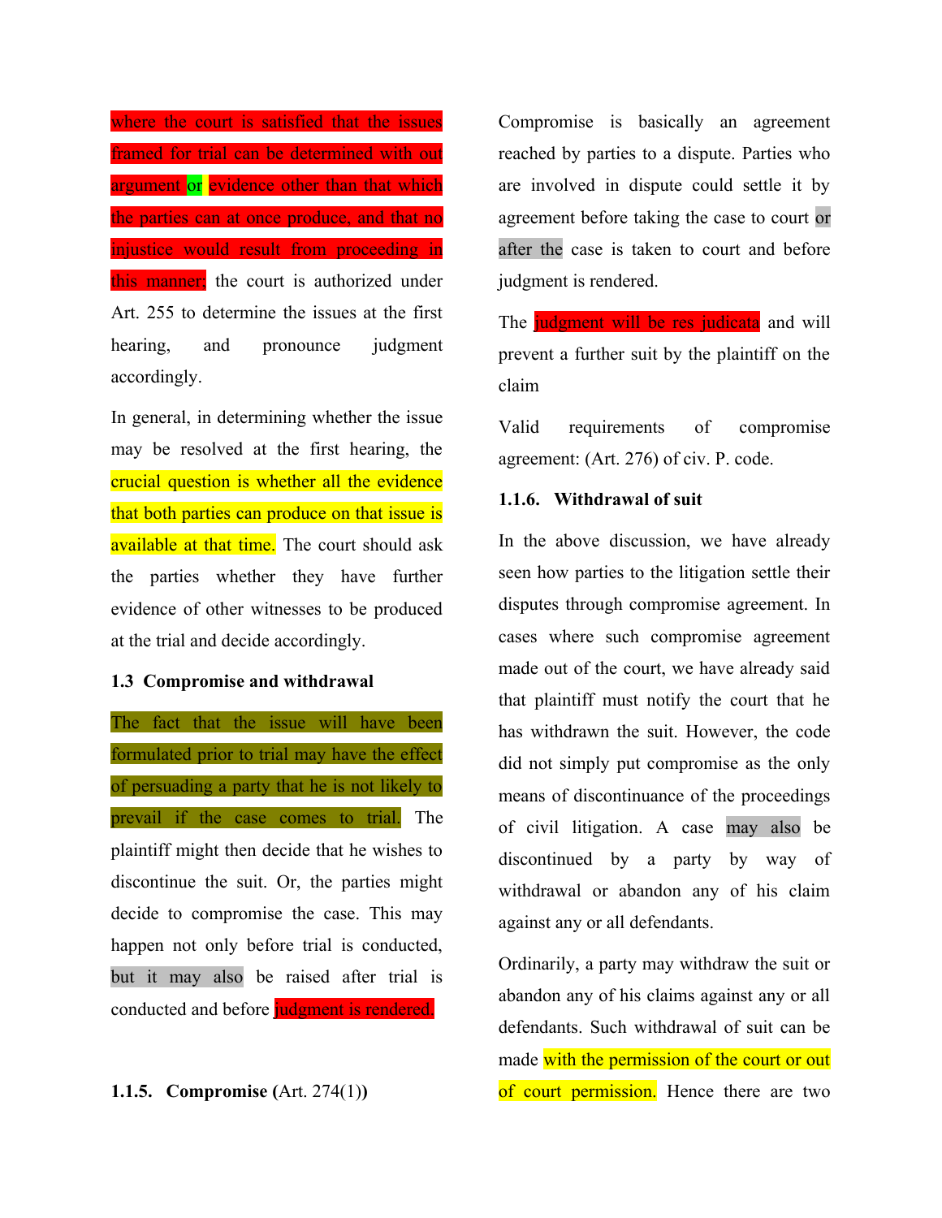where the court is satisfied that the issues framed for trial can be determined with out argument or evidence other than that which the parties can at once produce, and that no injustice would result from proceeding in this manner; the court is authorized under Art. 255 to determine the issues at the first hearing, and pronounce judgment accordingly.

In general, in determining whether the issue may be resolved at the first hearing, the crucial question is whether all the evidence that both parties can produce on that issue is available at that time. The court should ask the parties whether they have further evidence of other witnesses to be produced at the trial and decide accordingly.

### 1.3 Compromise and withdrawal

The fact that the issue will have been formulated prior to trial may have the effect of persuading a party that he is not likely to prevail if the case comes to trial. The plaintiff might then decide that he wishes to discontinue the suit. Or, the parties might decide to compromise the case. This may happen not only before trial is conducted, but it may also be raised after trial is conducted and before judgment is rendered.

#### 1.1.5. Compromise (Art. 274(1))

Compromise is basically an agreement reached by parties to a dispute. Parties who are involved in dispute could settle it by agreement before taking the case to court or after the case is taken to court and before judgment is rendered.

The judgment will be res judicata and will prevent a further suit by the plaintiff on the claim

Valid requirements of compromise agreement: (Art. 276) of civ. P. code.

#### 1.1.6. Withdrawal of suit

In the above discussion, we have already seen how parties to the litigation settle their disputes through compromise agreement. In cases where such compromise agreement made out of the court, we have already said that plaintiff must notify the court that he has withdrawn the suit. However, the code did not simply put compromise as the only means of discontinuance of the proceedings of civil litigation. A case may also be discontinued by a party by way of withdrawal or abandon any of his claim against any or all defendants.

Ordinarily, a party may withdraw the suit or abandon any of his claims against any or all defendants. Such withdrawal of suit can be made with the permission of the court or out of court permission. Hence there are two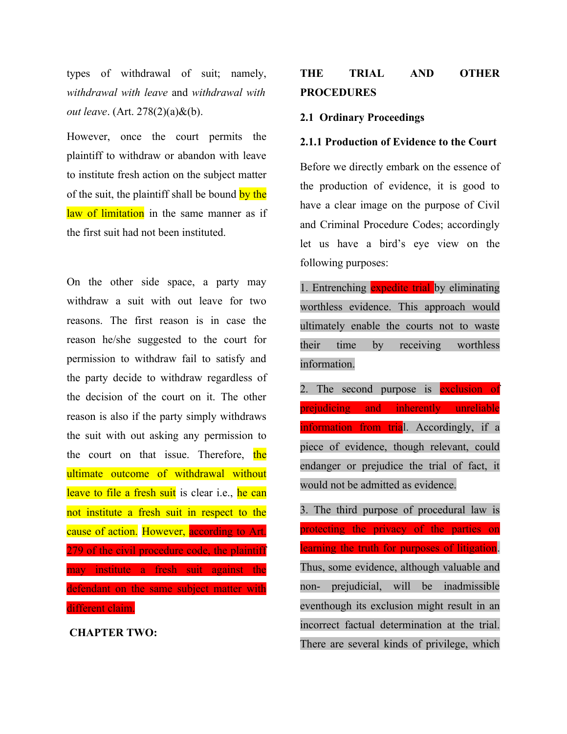types of withdrawal of suit; namely, *withdrawal with leave* and *withdrawal with out leave*. (Art. 278(2)(a)&(b).

However, once the court permits the plaintiff to withdraw or abandon with leave to institute fresh action on the subject matter of the suit, the plaintiff shall be bound by the law of limitation in the same manner as if the first suit had not been instituted.

On the other side space, a party may withdraw a suit with out leave for two reasons. The first reason is in case the reason he/she suggested to the court for permission to withdraw fail to satisfy and the party decide to withdraw regardless of the decision of the court on it. The other reason is also if the party simply withdraws the suit with out asking any permission to the court on that issue. Therefore, the ultimate outcome of withdrawal without leave to file a fresh suit is clear i.e., he can not institute a fresh suit in respect to the cause of action. However, according to Art. 279 of the civil procedure code, the plaintiff may institute a fresh suit against the defendant on the same subject matter with different claim.

## CHAPTER TWO:

## THE TRIAL AND OTHER PROCEDURES

### 2.1 Ordinary Proceedings

#### 2.1.1 Production of Evidence to the Court

Before we directly embark on the essence of the production of evidence, it is good to have a clear image on the purpose of Civil and Criminal Procedure Codes; accordingly let us have a bird's eye view on the following purposes:

1. Entrenching expedite trial by eliminating worthless evidence. This approach would ultimately enable the courts not to waste their time by receiving worthless information.

2. The second purpose is exclusion of prejudicing and inherently unreliable information from trial. Accordingly, if a piece of evidence, though relevant, could endanger or prejudice the trial of fact, it would not be admitted as evidence.

3. The third purpose of procedural law is protecting the privacy of the parties on learning the truth for purposes of litigation. Thus, some evidence, although valuable and non- prejudicial, will be inadmissible eventhough its exclusion might result in an incorrect factual determination at the trial. There are several kinds of privilege, which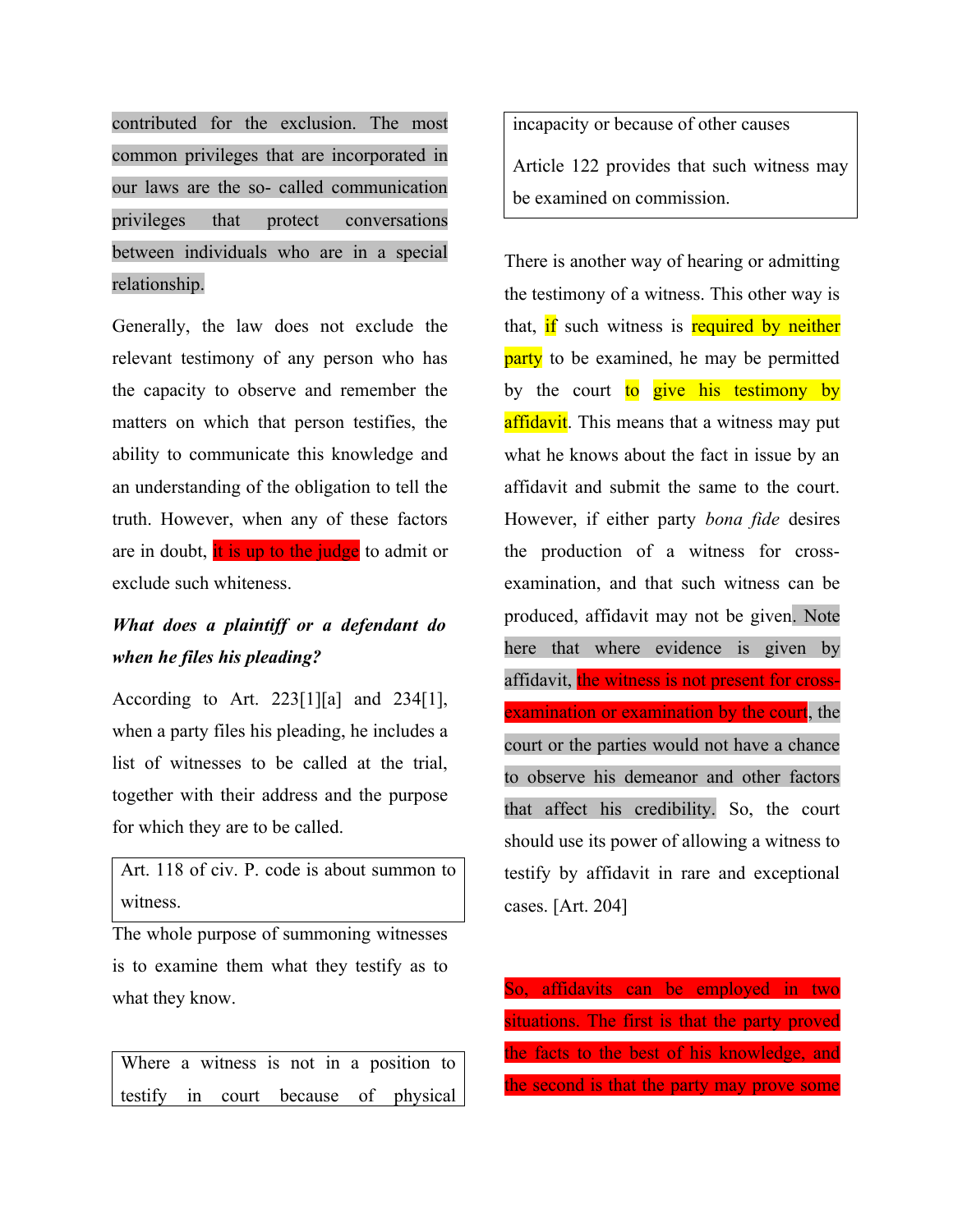contributed for the exclusion. The most common privileges that are incorporated in our laws are the so- called communication privileges that protect conversations between individuals who are in a special relationship.

Generally, the law does not exclude the relevant testimony of any person who has the capacity to observe and remember the matters on which that person testifies, the ability to communicate this knowledge and an understanding of the obligation to tell the truth. However, when any of these factors are in doubt, it is up to the judge to admit or exclude such whiteness.

***What does a plaintiff or a defendant do when he files his pleading?***

According to Art. 223[1][a] and 234[1], when a party files his pleading, he includes a list of witnesses to be called at the trial, together with their address and the purpose for which they are to be called.

> Art. 118 of civ. P. code is about summon to witness.

The whole purpose of summoning witnesses is to examine them what they testify as to what they know.

> Where a witness is not in a position to testify in court because of physical incapacity or because of other causes
>
> Article 122 provides that such witness may be examined on commission.

There is another way of hearing or admitting the testimony of a witness. This other way is that, if such witness is required by neither party to be examined, he may be permitted by the court to give his testimony by affidavit. This means that a witness may put what he knows about the fact in issue by an affidavit and submit the same to the court. However, if either party *bona fide* desires the production of a witness for cross-examination, and that such witness can be produced, affidavit may not be given. Note here that where evidence is given by affidavit, the witness is not present for cross-examination or examination by the court, the court or the parties would not have a chance to observe his demeanor and other factors that affect his credibility. So, the court should use its power of allowing a witness to testify by affidavit in rare and exceptional cases. [Art. 204]

So, affidavits can be employed in two situations. The first is that the party proved the facts to the best of his knowledge, and the second is that the party may prove some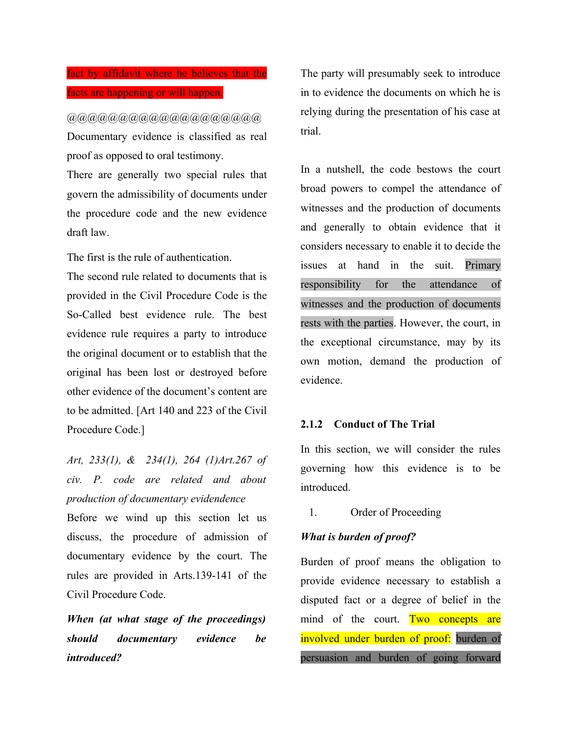fact by affidavit where he believes that the facts are happening or will happen.

@@@@@@@@@@@@@@@@@@@@

Documentary evidence is classified as real proof as opposed to oral testimony.

There are generally two special rules that govern the admissibility of documents under the procedure code and the new evidence draft law.

The first is the rule of authentication.

The second rule related to documents that is provided in the Civil Procedure Code is the So-Called best evidence rule. The best evidence rule requires a party to introduce the original document or to establish that the original has been lost or destroyed before other evidence of the document's content are to be admitted. [Art 140 and 223 of the Civil Procedure Code.]

*Art, 233(1), & 234(1), 264 (1)Art.267 of civ. P. code are related and about production of documentary evidendence*

Before we wind up this section let us discuss, the procedure of admission of documentary evidence by the court. The rules are provided in Arts.139-141 of the Civil Procedure Code.

***When (at what stage of the proceedings) should documentary evidence be introduced?***

The party will presumably seek to introduce in to evidence the documents on which he is relying during the presentation of his case at trial.

In a nutshell, the code bestows the court broad powers to compel the attendance of witnesses and the production of documents and generally to obtain evidence that it considers necessary to enable it to decide the issues at hand in the suit. Primary responsibility for the attendance of witnesses and the production of documents rests with the parties. However, the court, in the exceptional circumstance, may by its own motion, demand the production of evidence.

### 2.1.2 Conduct of The Trial

In this section, we will consider the rules governing how this evidence is to be introduced.

1. Order of Proceeding

***What is burden of proof?***

Burden of proof means the obligation to provide evidence necessary to establish a disputed fact or a degree of belief in the mind of the court. Two concepts are involved under burden of proof: burden of persuasion and burden of going forward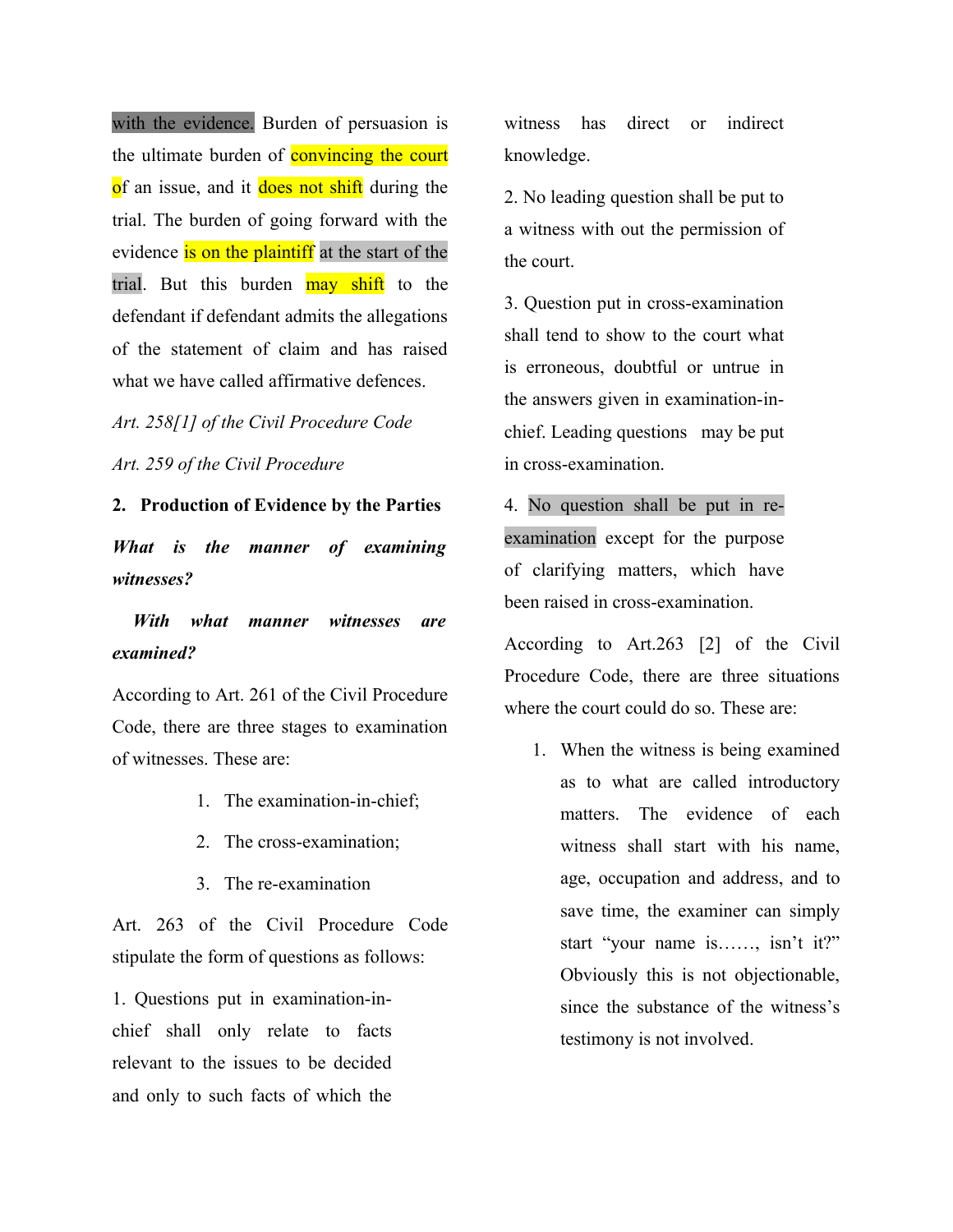with the evidence. Burden of persuasion is the ultimate burden of convincing the court of an issue, and it does not shift during the trial. The burden of going forward with the evidence is on the plaintiff at the start of the trial. But this burden may shift to the defendant if defendant admits the allegations of the statement of claim and has raised what we have called affirmative defences.

*Art. 258[1] of the Civil Procedure Code*

*Art. 259 of the Civil Procedure*

**2. Production of Evidence by the Parties**

***What is the manner of examining witnesses?***

***With what manner witnesses are examined?***

According to Art. 261 of the Civil Procedure Code, there are three stages to examination of witnesses. These are:

1. The examination-in-chief;
2. The cross-examination;
3. The re-examination

Art. 263 of the Civil Procedure Code stipulate the form of questions as follows:

1. Questions put in examination-in-chief shall only relate to facts relevant to the issues to be decided and only to such facts of which the witness has direct or indirect knowledge.

2. No leading question shall be put to a witness with out the permission of the court.

3. Question put in cross-examination shall tend to show to the court what is erroneous, doubtful or untrue in the answers given in examination-in-chief. Leading questions may be put in cross-examination.

4. No question shall be put in re-examination except for the purpose of clarifying matters, which have been raised in cross-examination.

According to Art.263 [2] of the Civil Procedure Code, there are three situations where the court could do so. These are:

1. When the witness is being examined as to what are called introductory matters. The evidence of each witness shall start with his name, age, occupation and address, and to save time, the examiner can simply start "your name is……, isn't it?" Obviously this is not objectionable, since the substance of the witness's testimony is not involved.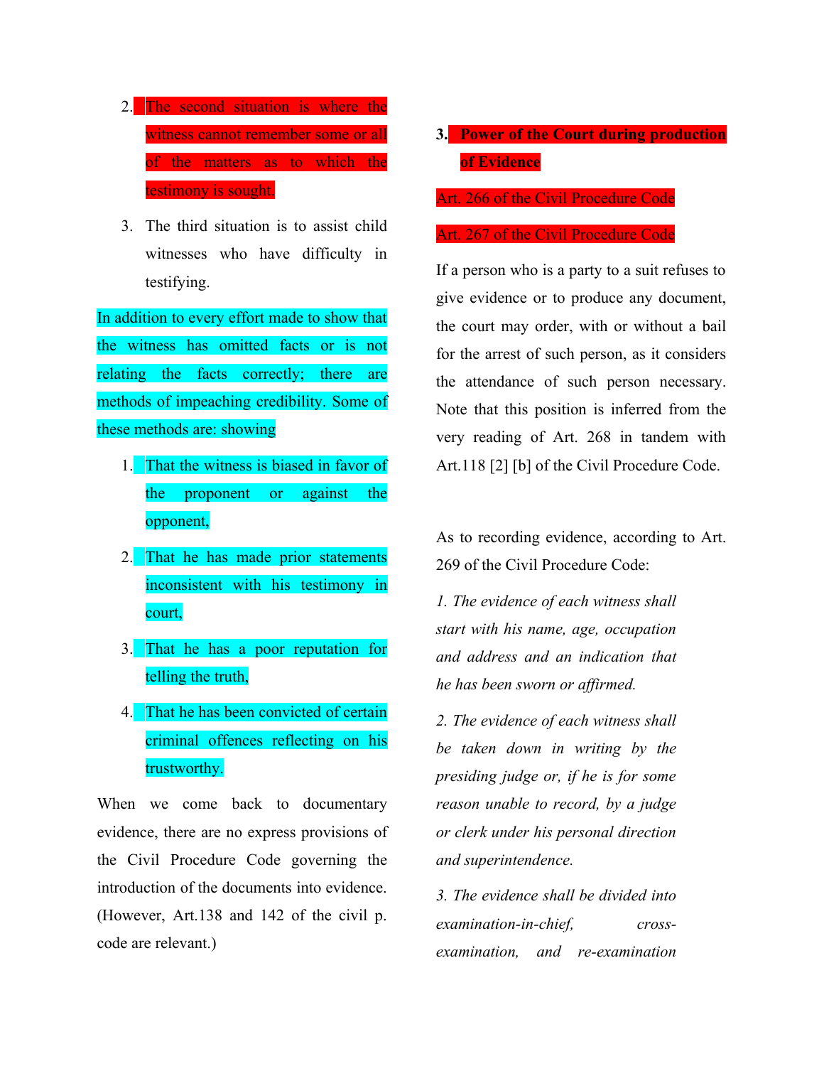2. The second situation is where the witness cannot remember some or all of the matters as to which the testimony is sought.
3. The third situation is to assist child witnesses who have difficulty in testifying.

In addition to every effort made to show that the witness has omitted facts or is not relating the facts correctly; there are methods of impeaching credibility. Some of these methods are: showing

1. That the witness is biased in favor of the proponent or against the opponent,
2. That he has made prior statements inconsistent with his testimony in court,
3. That he has a poor reputation for telling the truth,
4. That he has been convicted of certain criminal offences reflecting on his trustworthy.

When we come back to documentary evidence, there are no express provisions of the Civil Procedure Code governing the introduction of the documents into evidence. (However, Art.138 and 142 of the civil p. code are relevant.)

### 3. Power of the Court during production of Evidence

Art. 266 of the Civil Procedure Code

Art. 267 of the Civil Procedure Code

If a person who is a party to a suit refuses to give evidence or to produce any document, the court may order, with or without a bail for the arrest of such person, as it considers the attendance of such person necessary. Note that this position is inferred from the very reading of Art. 268 in tandem with Art.118 [2] [b] of the Civil Procedure Code.

As to recording evidence, according to Art. 269 of the Civil Procedure Code:

*1. The evidence of each witness shall start with his name, age, occupation and address and an indication that he has been sworn or affirmed.*

*2. The evidence of each witness shall be taken down in writing by the presiding judge or, if he is for some reason unable to record, by a judge or clerk under his personal direction and superintendence.*

*3. The evidence shall be divided into examination-in-chief, cross-examination, and re-examination*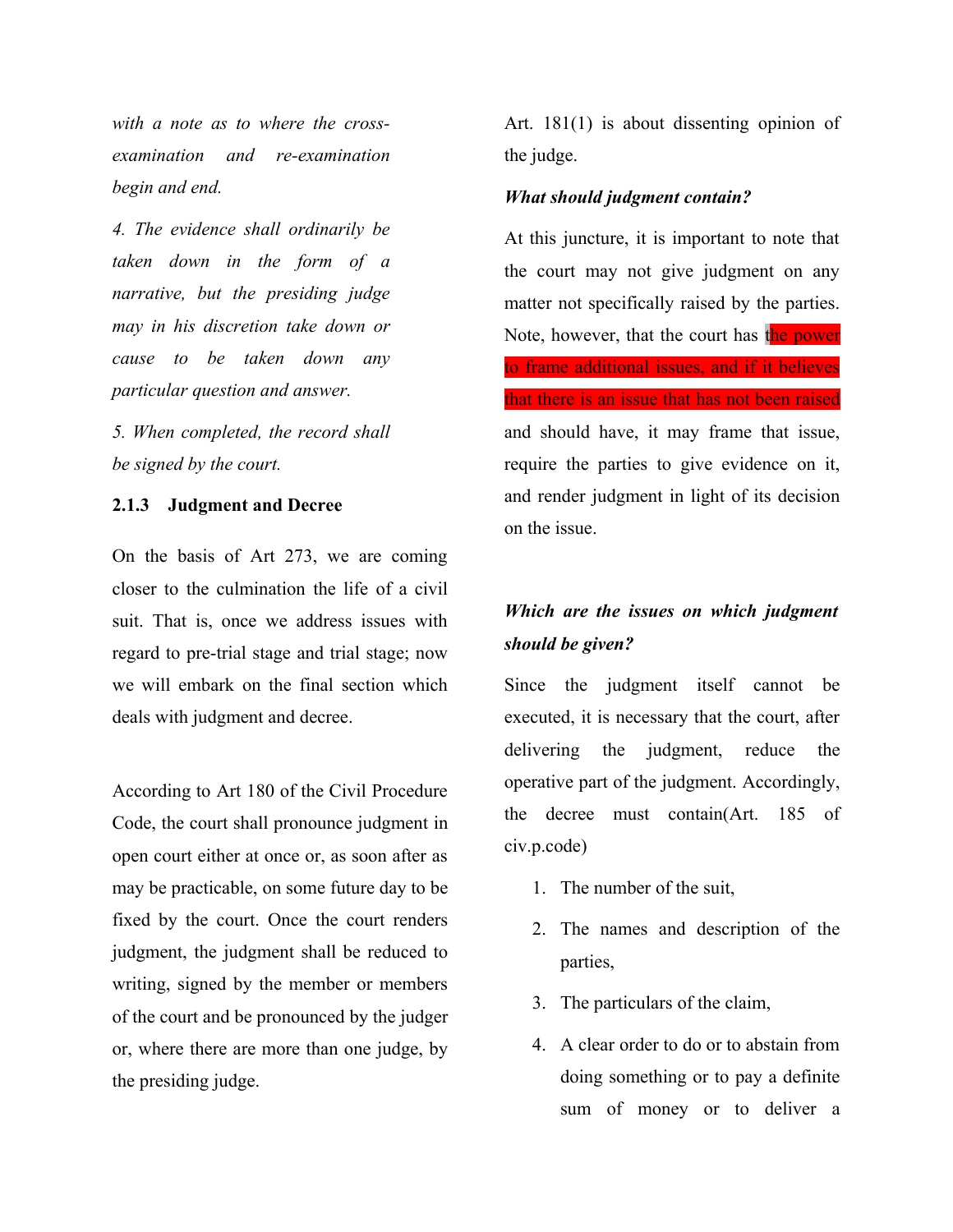*with a note as to where the cross-examination and re-examination begin and end.*

*4. The evidence shall ordinarily be taken down in the form of a narrative, but the presiding judge may in his discretion take down or cause to be taken down any particular question and answer.*

*5. When completed, the record shall be signed by the court.*

### 2.1.3 Judgment and Decree

On the basis of Art 273, we are coming closer to the culmination the life of a civil suit. That is, once we address issues with regard to pre-trial stage and trial stage; now we will embark on the final section which deals with judgment and decree.

According to Art 180 of the Civil Procedure Code, the court shall pronounce judgment in open court either at once or, as soon after as may be practicable, on some future day to be fixed by the court. Once the court renders judgment, the judgment shall be reduced to writing, signed by the member or members of the court and be pronounced by the judger or, where there are more than one judge, by the presiding judge.

Art. 181(1) is about dissenting opinion of the judge.

***What should judgment contain?***

At this juncture, it is important to note that the court may not give judgment on any matter not specifically raised by the parties. Note, however, that the court has the power to frame additional issues, and if it believes that there is an issue that has not been raised and should have, it may frame that issue, require the parties to give evidence on it, and render judgment in light of its decision on the issue.

***Which are the issues on which judgment should be given?***

Since the judgment itself cannot be executed, it is necessary that the court, after delivering the judgment, reduce the operative part of the judgment. Accordingly, the decree must contain(Art. 185 of civ.p.code)

1. The number of the suit,
2. The names and description of the parties,
3. The particulars of the claim,
4. A clear order to do or to abstain from doing something or to pay a definite sum of money or to deliver a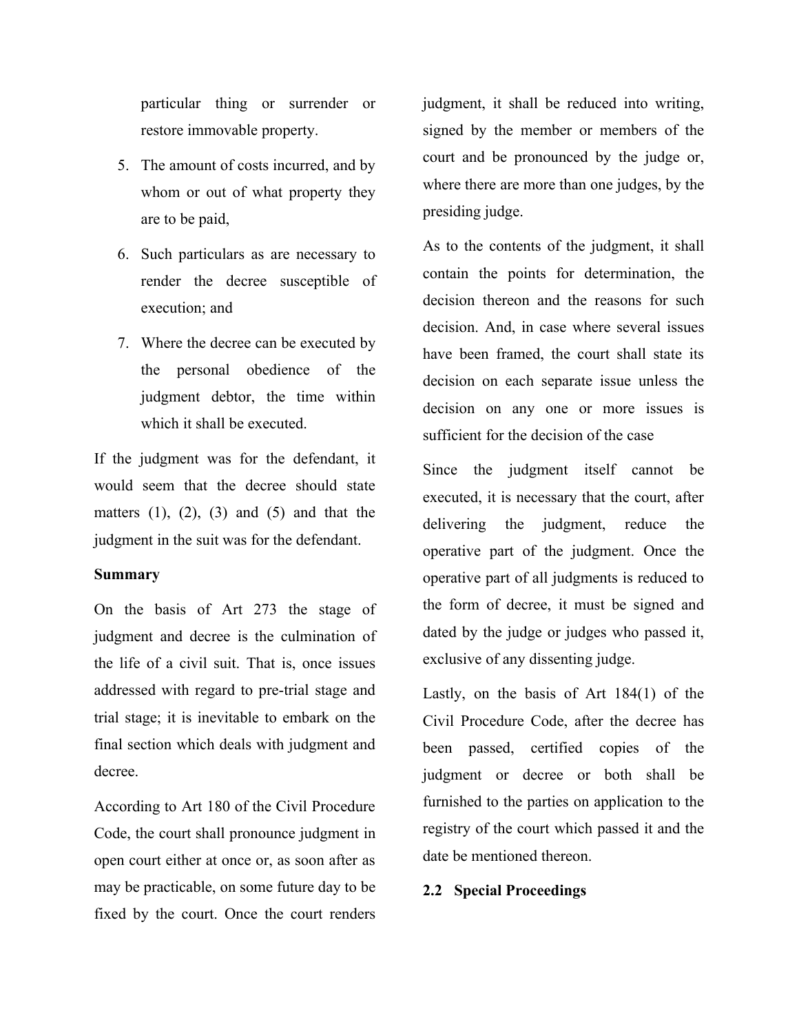particular thing or surrender or restore immovable property.

5. The amount of costs incurred, and by whom or out of what property they are to be paid,
6. Such particulars as are necessary to render the decree susceptible of execution; and
7. Where the decree can be executed by the personal obedience of the judgment debtor, the time within which it shall be executed.

If the judgment was for the defendant, it would seem that the decree should state matters (1), (2), (3) and (5) and that the judgment in the suit was for the defendant.

**Summary**

On the basis of Art 273 the stage of judgment and decree is the culmination of the life of a civil suit. That is, once issues addressed with regard to pre-trial stage and trial stage; it is inevitable to embark on the final section which deals with judgment and decree.

According to Art 180 of the Civil Procedure Code, the court shall pronounce judgment in open court either at once or, as soon after as may be practicable, on some future day to be fixed by the court. Once the court renders judgment, it shall be reduced into writing, signed by the member or members of the court and be pronounced by the judge or, where there are more than one judges, by the presiding judge.

As to the contents of the judgment, it shall contain the points for determination, the decision thereon and the reasons for such decision. And, in case where several issues have been framed, the court shall state its decision on each separate issue unless the decision on any one or more issues is sufficient for the decision of the case

Since the judgment itself cannot be executed, it is necessary that the court, after delivering the judgment, reduce the operative part of the judgment. Once the operative part of all judgments is reduced to the form of decree, it must be signed and dated by the judge or judges who passed it, exclusive of any dissenting judge.

Lastly, on the basis of Art 184(1) of the Civil Procedure Code, after the decree has been passed, certified copies of the judgment or decree or both shall be furnished to the parties on application to the registry of the court which passed it and the date be mentioned thereon.

## 2.2 Special Proceedings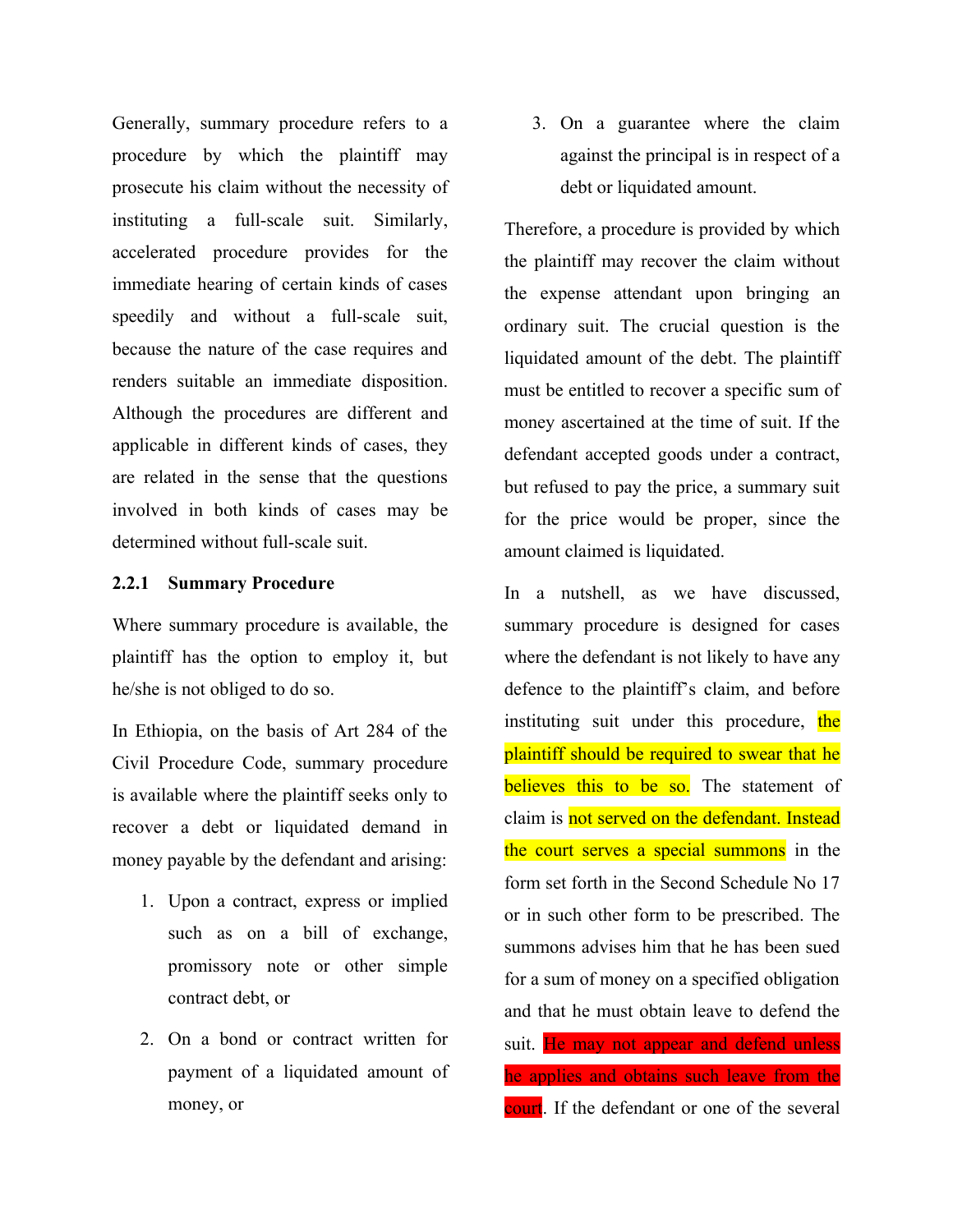Generally, summary procedure refers to a procedure by which the plaintiff may prosecute his claim without the necessity of instituting a full-scale suit. Similarly, accelerated procedure provides for the immediate hearing of certain kinds of cases speedily and without a full-scale suit, because the nature of the case requires and renders suitable an immediate disposition. Although the procedures are different and applicable in different kinds of cases, they are related in the sense that the questions involved in both kinds of cases may be determined without full-scale suit.

### 2.2.1 Summary Procedure

Where summary procedure is available, the plaintiff has the option to employ it, but he/she is not obliged to do so.

In Ethiopia, on the basis of Art 284 of the Civil Procedure Code, summary procedure is available where the plaintiff seeks only to recover a debt or liquidated demand in money payable by the defendant and arising:

1. Upon a contract, express or implied such as on a bill of exchange, promissory note or other simple contract debt, or
2. On a bond or contract written for payment of a liquidated amount of money, or
3. On a guarantee where the claim against the principal is in respect of a debt or liquidated amount.

Therefore, a procedure is provided by which the plaintiff may recover the claim without the expense attendant upon bringing an ordinary suit. The crucial question is the liquidated amount of the debt. The plaintiff must be entitled to recover a specific sum of money ascertained at the time of suit. If the defendant accepted goods under a contract, but refused to pay the price, a summary suit for the price would be proper, since the amount claimed is liquidated.

In a nutshell, as we have discussed, summary procedure is designed for cases where the defendant is not likely to have any defence to the plaintiff's claim, and before instituting suit under this procedure, the plaintiff should be required to swear that he believes this to be so. The statement of claim is not served on the defendant. Instead the court serves a special summons in the form set forth in the Second Schedule No 17 or in such other form to be prescribed. The summons advises him that he has been sued for a sum of money on a specified obligation and that he must obtain leave to defend the suit. He may not appear and defend unless he applies and obtains such leave from the court. If the defendant or one of the several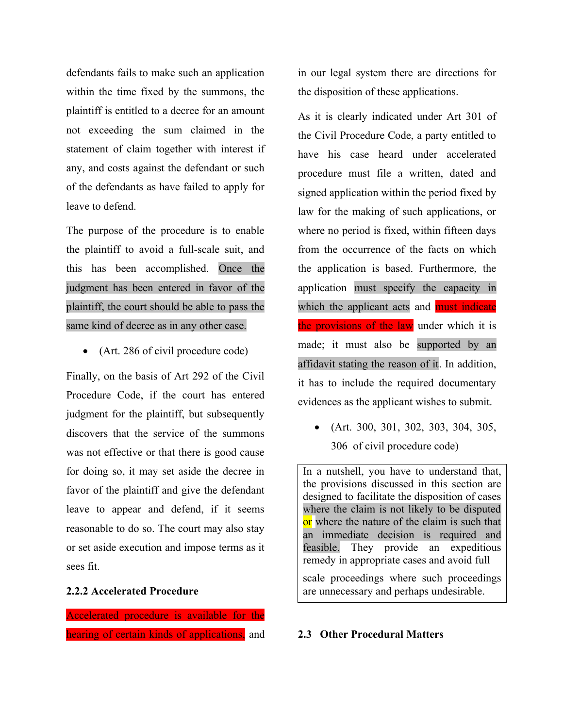defendants fails to make such an application within the time fixed by the summons, the plaintiff is entitled to a decree for an amount not exceeding the sum claimed in the statement of claim together with interest if any, and costs against the defendant or such of the defendants as have failed to apply for leave to defend.

The purpose of the procedure is to enable the plaintiff to avoid a full-scale suit, and this has been accomplished. Once the judgment has been entered in favor of the plaintiff, the court should be able to pass the same kind of decree as in any other case.

- (Art. 286 of civil procedure code)

Finally, on the basis of Art 292 of the Civil Procedure Code, if the court has entered judgment for the plaintiff, but subsequently discovers that the service of the summons was not effective or that there is good cause for doing so, it may set aside the decree in favor of the plaintiff and give the defendant leave to appear and defend, if it seems reasonable to do so. The court may also stay or set aside execution and impose terms as it sees fit.

### 2.2.2 Accelerated Procedure

Accelerated procedure is available for the hearing of certain kinds of applications, and in our legal system there are directions for the disposition of these applications.

As it is clearly indicated under Art 301 of the Civil Procedure Code, a party entitled to have his case heard under accelerated procedure must file a written, dated and signed application within the period fixed by law for the making of such applications, or where no period is fixed, within fifteen days from the occurrence of the facts on which the application is based. Furthermore, the application must specify the capacity in which the applicant acts and must indicate the provisions of the law under which it is made; it must also be supported by an affidavit stating the reason of it. In addition, it has to include the required documentary evidences as the applicant wishes to submit.

- (Art. 300, 301, 302, 303, 304, 305, 306 of civil procedure code)

> In a nutshell, you have to understand that, the provisions discussed in this section are designed to facilitate the disposition of cases where the claim is not likely to be disputed or where the nature of the claim is such that an immediate decision is required and feasible. They provide an expeditious remedy in appropriate cases and avoid full scale proceedings where such proceedings are unnecessary and perhaps undesirable.

## 2.3 Other Procedural Matters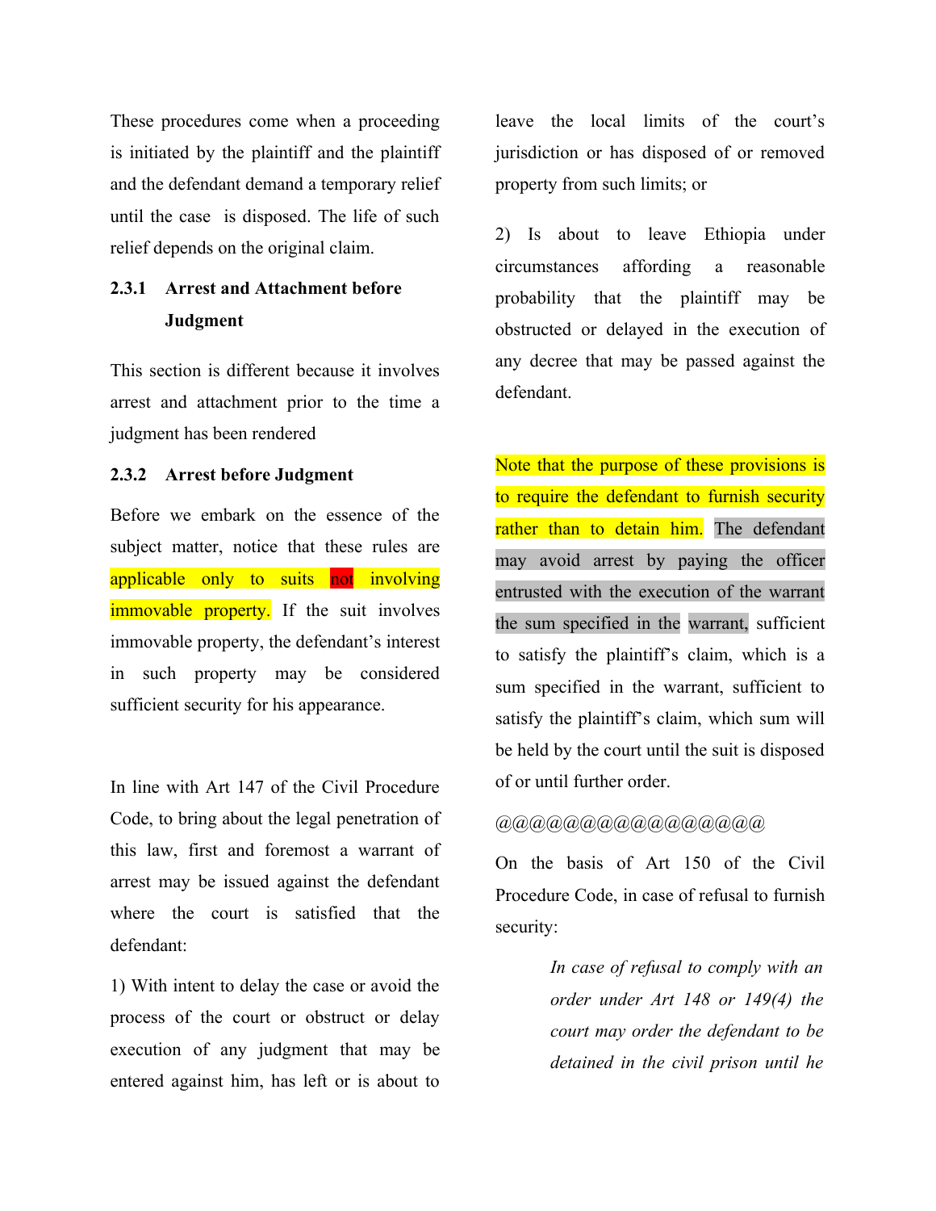These procedures come when a proceeding is initiated by the plaintiff and the plaintiff and the defendant demand a temporary relief until the case is disposed. The life of such relief depends on the original claim.

### 2.3.1 Arrest and Attachment before Judgment

This section is different because it involves arrest and attachment prior to the time a judgment has been rendered

### 2.3.2 Arrest before Judgment

Before we embark on the essence of the subject matter, notice that these rules are applicable only to suits not involving immovable property. If the suit involves immovable property, the defendant's interest in such property may be considered sufficient security for his appearance.

In line with Art 147 of the Civil Procedure Code, to bring about the legal penetration of this law, first and foremost a warrant of arrest may be issued against the defendant where the court is satisfied that the defendant:

1) With intent to delay the case or avoid the process of the court or obstruct or delay execution of any judgment that may be entered against him, has left or is about to leave the local limits of the court's jurisdiction or has disposed of or removed property from such limits; or

2) Is about to leave Ethiopia under circumstances affording a reasonable probability that the plaintiff may be obstructed or delayed in the execution of any decree that may be passed against the defendant.

Note that the purpose of these provisions is to require the defendant to furnish security rather than to detain him. The defendant may avoid arrest by paying the officer entrusted with the execution of the warrant the sum specified in the warrant, sufficient to satisfy the plaintiff's claim, which is a sum specified in the warrant, sufficient to satisfy the plaintiff's claim, which sum will be held by the court until the suit is disposed of or until further order.

@@@@@@@@@@@@@@@

On the basis of Art 150 of the Civil Procedure Code, in case of refusal to furnish security:

> *In case of refusal to comply with an order under Art 148 or 149(4) the court may order the defendant to be detained in the civil prison until he*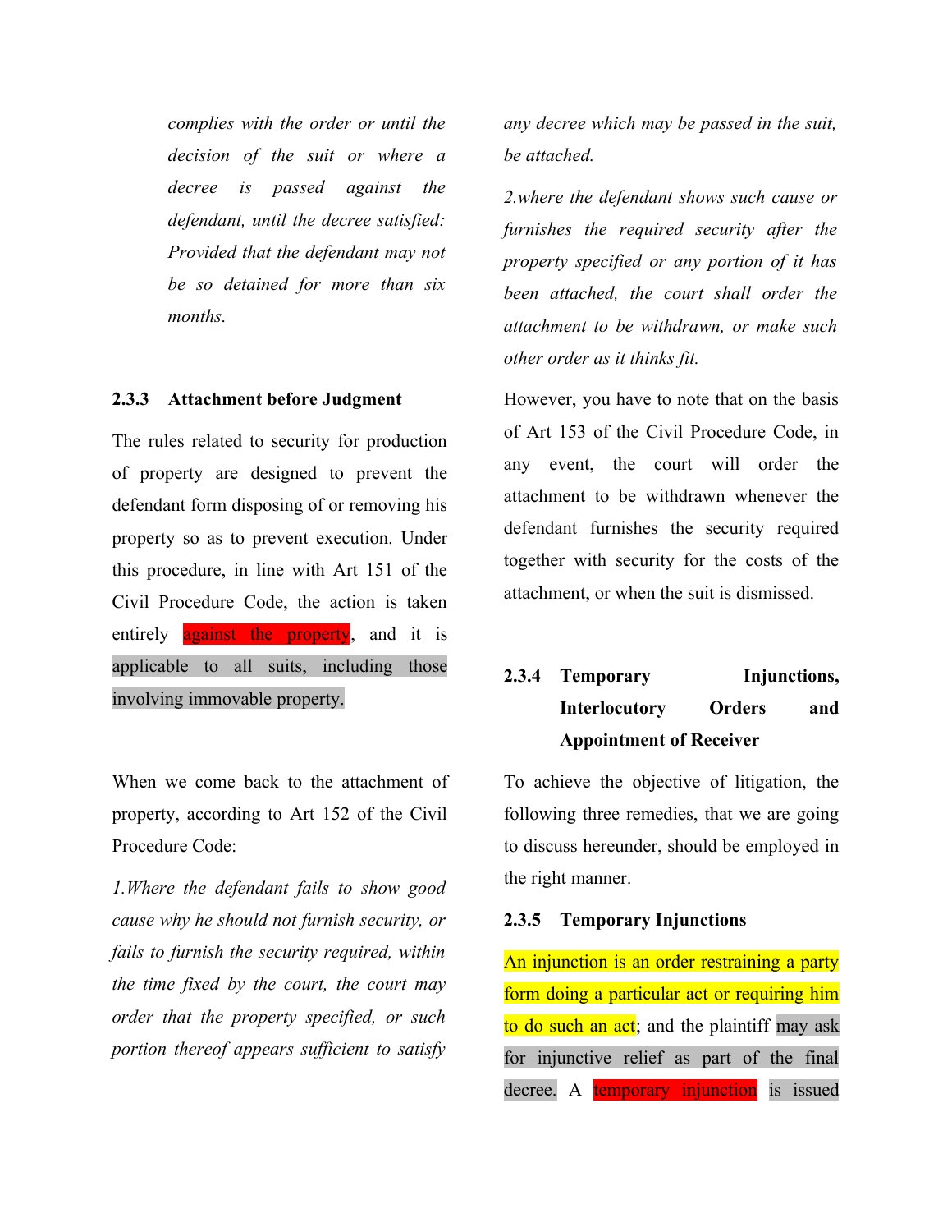*complies with the order or until the decision of the suit or where a decree is passed against the defendant, until the decree satisfied: Provided that the defendant may not be so detained for more than six months.*

### 2.3.3 Attachment before Judgment

The rules related to security for production of property are designed to prevent the defendant form disposing of or removing his property so as to prevent execution. Under this procedure, in line with Art 151 of the Civil Procedure Code, the action is taken entirely against the property, and it is applicable to all suits, including those involving immovable property.

When we come back to the attachment of property, according to Art 152 of the Civil Procedure Code:

*1.Where the defendant fails to show good cause why he should not furnish security, or fails to furnish the security required, within the time fixed by the court, the court may order that the property specified, or such portion thereof appears sufficient to satisfy any decree which may be passed in the suit, be attached.*

*2.where the defendant shows such cause or furnishes the required security after the property specified or any portion of it has been attached, the court shall order the attachment to be withdrawn, or make such other order as it thinks fit.*

However, you have to note that on the basis of Art 153 of the Civil Procedure Code, in any event, the court will order the attachment to be withdrawn whenever the defendant furnishes the security required together with security for the costs of the attachment, or when the suit is dismissed.

### 2.3.4 Temporary Injunctions, Interlocutory Orders and Appointment of Receiver

To achieve the objective of litigation, the following three remedies, that we are going to discuss hereunder, should be employed in the right manner.

### 2.3.5 Temporary Injunctions

An injunction is an order restraining a party form doing a particular act or requiring him to do such an act; and the plaintiff may ask for injunctive relief as part of the final decree. A temporary injunction is issued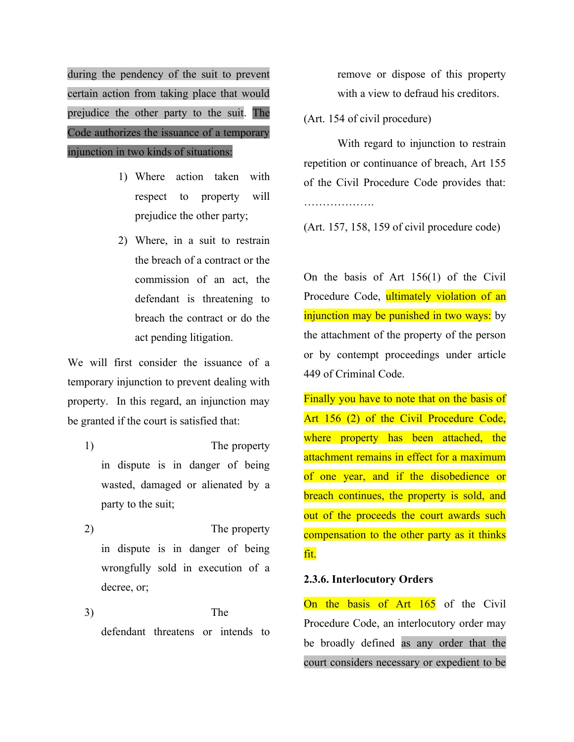during the pendency of the suit to prevent certain action from taking place that would prejudice the other party to the suit. The Code authorizes the issuance of a temporary injunction in two kinds of situations:

1) Where action taken with respect to property will prejudice the other party;
2) Where, in a suit to restrain the breach of a contract or the commission of an act, the defendant is threatening to breach the contract or do the act pending litigation.

We will first consider the issuance of a temporary injunction to prevent dealing with property. In this regard, an injunction may be granted if the court is satisfied that:

1) The property in dispute is in danger of being wasted, damaged or alienated by a party to the suit;
2) The property in dispute is in danger of being wrongfully sold in execution of a decree, or;
3) The defendant threatens or intends to remove or dispose of this property with a view to defraud his creditors.

(Art. 154 of civil procedure)

With regard to injunction to restrain repetition or continuance of breach, Art 155 of the Civil Procedure Code provides that: ……………….

(Art. 157, 158, 159 of civil procedure code)

On the basis of Art 156(1) of the Civil Procedure Code, ultimately violation of an injunction may be punished in two ways: by the attachment of the property of the person or by contempt proceedings under article 449 of Criminal Code.

Finally you have to note that on the basis of Art 156 (2) of the Civil Procedure Code, where property has been attached, the attachment remains in effect for a maximum of one year, and if the disobedience or breach continues, the property is sold, and out of the proceeds the court awards such compensation to the other party as it thinks fit.

### 2.3.6. Interlocutory Orders

On the basis of Art 165 of the Civil Procedure Code, an interlocutory order may be broadly defined as any order that the court considers necessary or expedient to be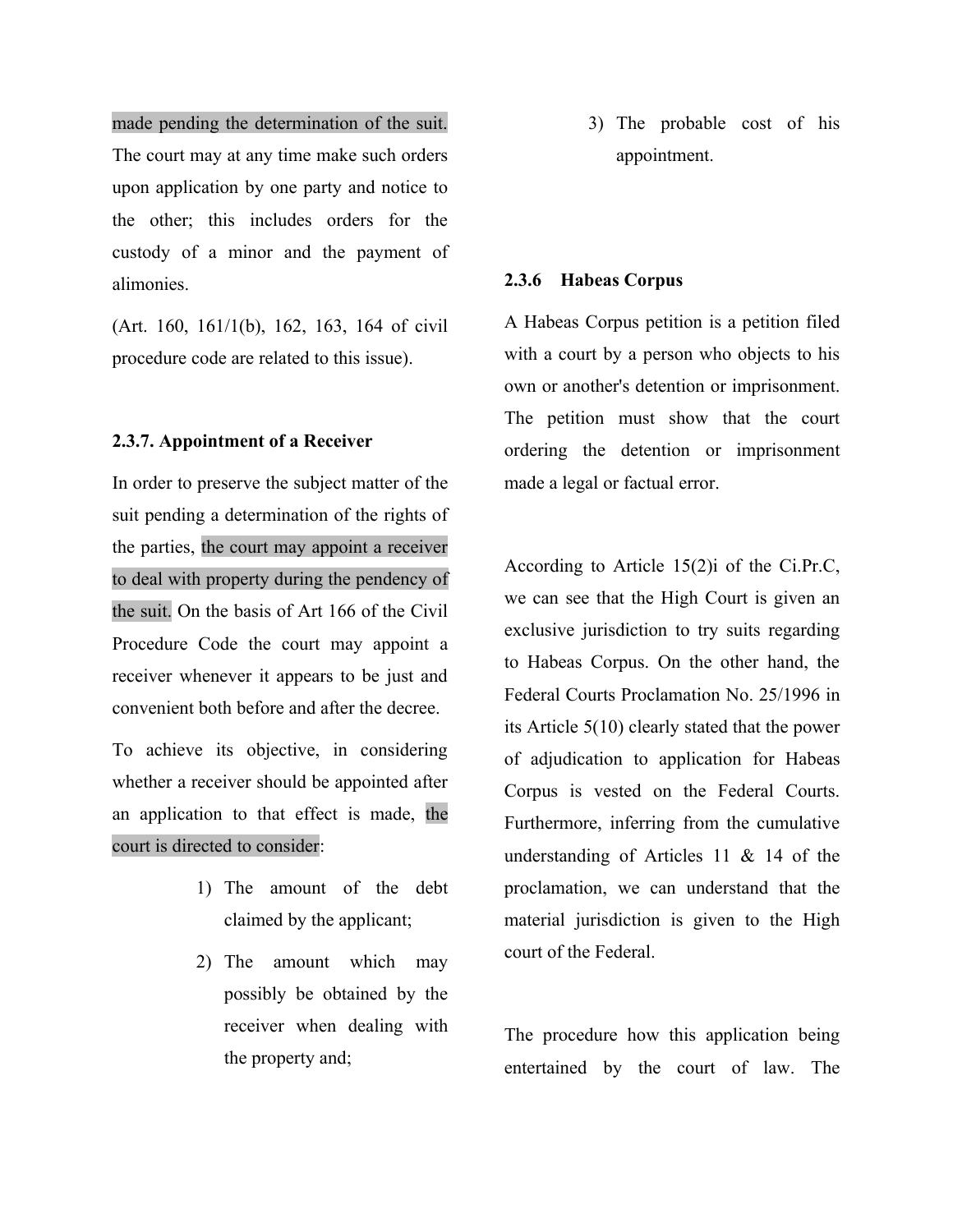made pending the determination of the suit. The court may at any time make such orders upon application by one party and notice to the other; this includes orders for the custody of a minor and the payment of alimonies.

(Art. 160, 161/1(b), 162, 163, 164 of civil procedure code are related to this issue).

### 2.3.7. Appointment of a Receiver

In order to preserve the subject matter of the suit pending a determination of the rights of the parties, the court may appoint a receiver to deal with property during the pendency of the suit. On the basis of Art 166 of the Civil Procedure Code the court may appoint a receiver whenever it appears to be just and convenient both before and after the decree.

To achieve its objective, in considering whether a receiver should be appointed after an application to that effect is made, the court is directed to consider:

1) The amount of the debt claimed by the applicant;
2) The amount which may possibly be obtained by the receiver when dealing with the property and;
3) The probable cost of his appointment.

### 2.3.6 Habeas Corpus

A Habeas Corpus petition is a petition filed with a court by a person who objects to his own or another's detention or imprisonment. The petition must show that the court ordering the detention or imprisonment made a legal or factual error.

According to Article 15(2)i of the Ci.Pr.C, we can see that the High Court is given an exclusive jurisdiction to try suits regarding to Habeas Corpus. On the other hand, the Federal Courts Proclamation No. 25/1996 in its Article 5(10) clearly stated that the power of adjudication to application for Habeas Corpus is vested on the Federal Courts. Furthermore, inferring from the cumulative understanding of Articles 11 & 14 of the proclamation, we can understand that the material jurisdiction is given to the High court of the Federal.

The procedure how this application being entertained by the court of law. The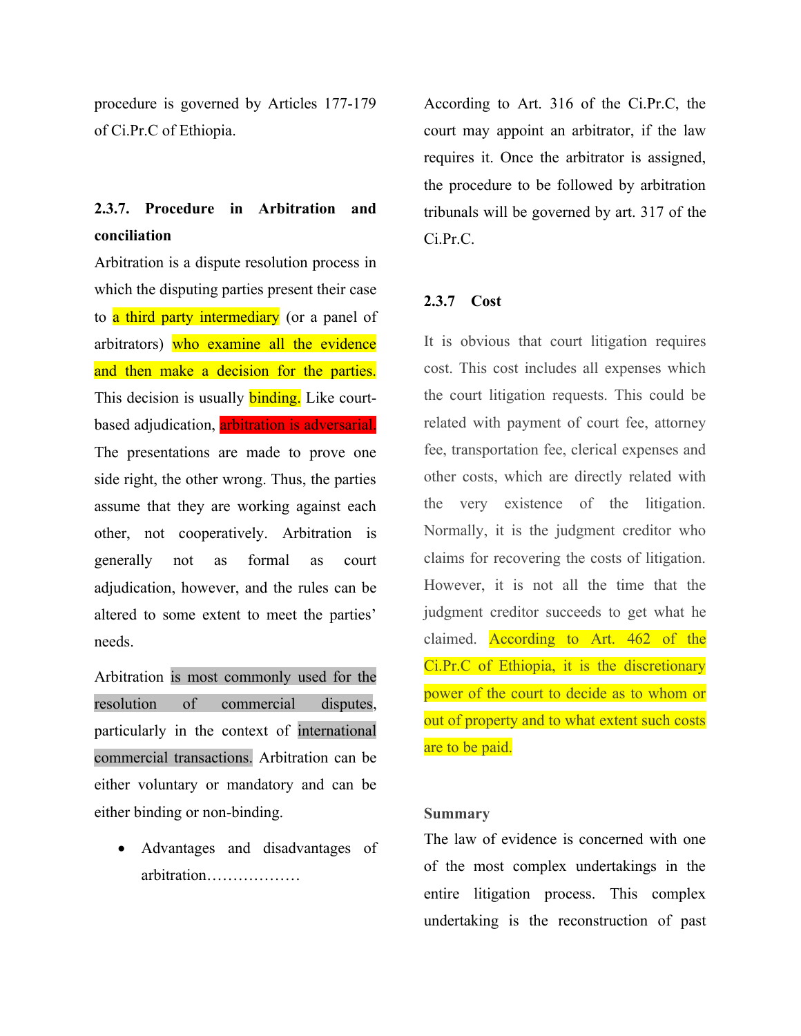procedure is governed by Articles 177-179 of Ci.Pr.C of Ethiopia.

### 2.3.7. Procedure in Arbitration and conciliation

Arbitration is a dispute resolution process in which the disputing parties present their case to a third party intermediary (or a panel of arbitrators) who examine all the evidence and then make a decision for the parties. This decision is usually binding. Like court-based adjudication, arbitration is adversarial. The presentations are made to prove one side right, the other wrong. Thus, the parties assume that they are working against each other, not cooperatively. Arbitration is generally not as formal as court adjudication, however, and the rules can be altered to some extent to meet the parties' needs.

Arbitration is most commonly used for the resolution of commercial disputes, particularly in the context of international commercial transactions. Arbitration can be either voluntary or mandatory and can be either binding or non-binding.

- Advantages and disadvantages of arbitration………………

According to Art. 316 of the Ci.Pr.C, the court may appoint an arbitrator, if the law requires it. Once the arbitrator is assigned, the procedure to be followed by arbitration tribunals will be governed by art. 317 of the Ci.Pr.C.

### 2.3.7 Cost

It is obvious that court litigation requires cost. This cost includes all expenses which the court litigation requests. This could be related with payment of court fee, attorney fee, transportation fee, clerical expenses and other costs, which are directly related with the very existence of the litigation. Normally, it is the judgment creditor who claims for recovering the costs of litigation. However, it is not all the time that the judgment creditor succeeds to get what he claimed. According to Art. 462 of the Ci.Pr.C of Ethiopia, it is the discretionary power of the court to decide as to whom or out of property and to what extent such costs are to be paid.

**Summary**

The law of evidence is concerned with one of the most complex undertakings in the entire litigation process. This complex undertaking is the reconstruction of past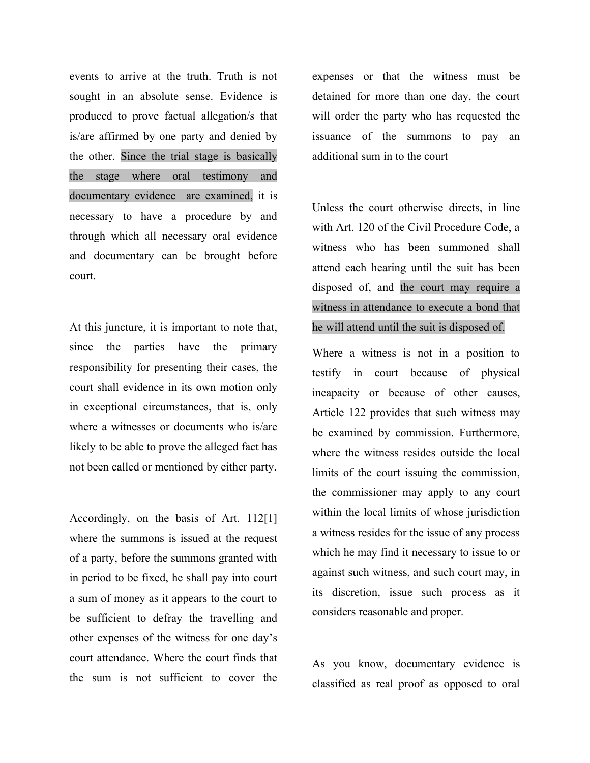events to arrive at the truth. Truth is not sought in an absolute sense. Evidence is produced to prove factual allegation/s that is/are affirmed by one party and denied by the other. Since the trial stage is basically the stage where oral testimony and documentary evidence are examined, it is necessary to have a procedure by and through which all necessary oral evidence and documentary can be brought before court.

At this juncture, it is important to note that, since the parties have the primary responsibility for presenting their cases, the court shall evidence in its own motion only in exceptional circumstances, that is, only where a witnesses or documents who is/are likely to be able to prove the alleged fact has not been called or mentioned by either party.

Accordingly, on the basis of Art. 112[1] where the summons is issued at the request of a party, before the summons granted with in period to be fixed, he shall pay into court a sum of money as it appears to the court to be sufficient to defray the travelling and other expenses of the witness for one day's court attendance. Where the court finds that the sum is not sufficient to cover the expenses or that the witness must be detained for more than one day, the court will order the party who has requested the issuance of the summons to pay an additional sum in to the court

Unless the court otherwise directs, in line with Art. 120 of the Civil Procedure Code, a witness who has been summoned shall attend each hearing until the suit has been disposed of, and the court may require a witness in attendance to execute a bond that he will attend until the suit is disposed of.

Where a witness is not in a position to testify in court because of physical incapacity or because of other causes, Article 122 provides that such witness may be examined by commission. Furthermore, where the witness resides outside the local limits of the court issuing the commission, the commissioner may apply to any court within the local limits of whose jurisdiction a witness resides for the issue of any process which he may find it necessary to issue to or against such witness, and such court may, in its discretion, issue such process as it considers reasonable and proper.

As you know, documentary evidence is classified as real proof as opposed to oral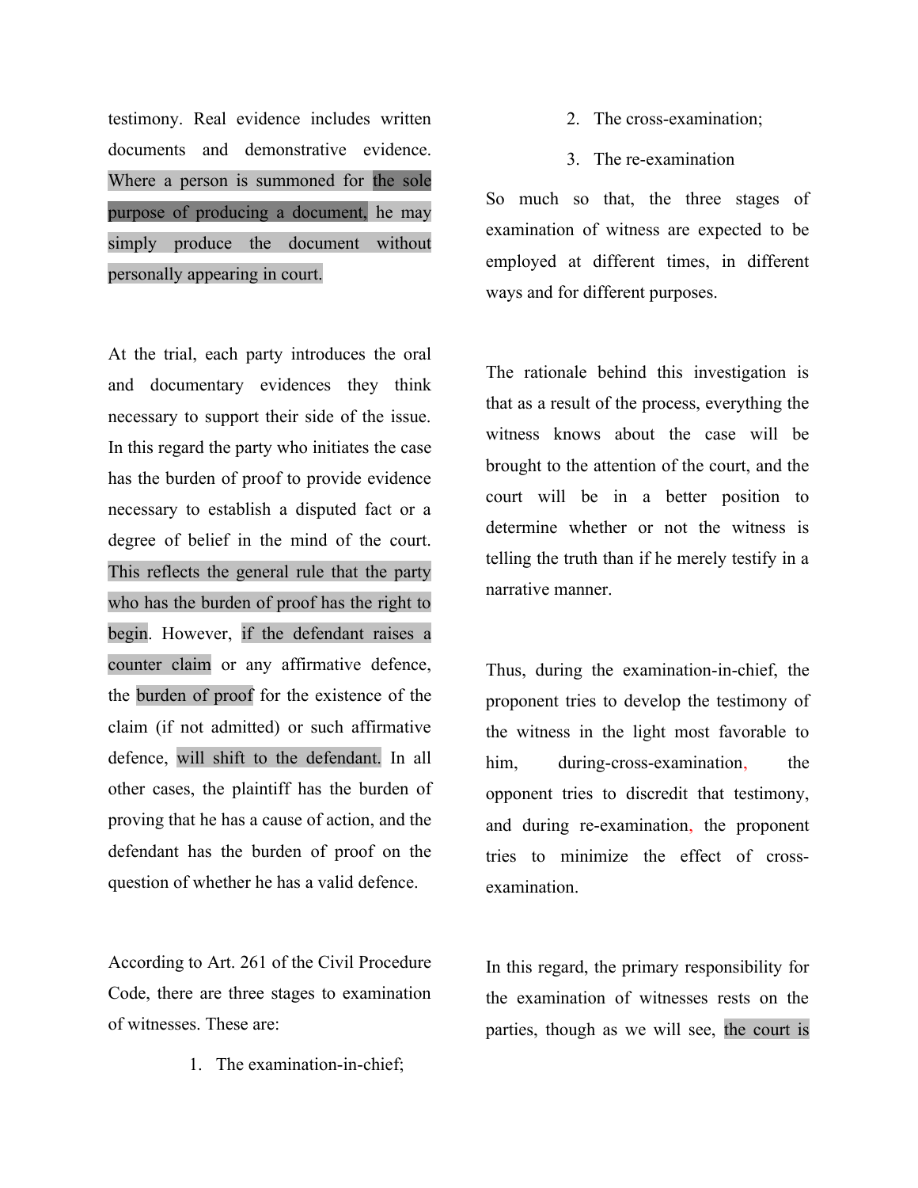testimony. Real evidence includes written documents and demonstrative evidence. Where a person is summoned for the sole purpose of producing a document, he may simply produce the document without personally appearing in court.

At the trial, each party introduces the oral and documentary evidences they think necessary to support their side of the issue. In this regard the party who initiates the case has the burden of proof to provide evidence necessary to establish a disputed fact or a degree of belief in the mind of the court. This reflects the general rule that the party who has the burden of proof has the right to begin. However, if the defendant raises a counter claim or any affirmative defence, the burden of proof for the existence of the claim (if not admitted) or such affirmative defence, will shift to the defendant. In all other cases, the plaintiff has the burden of proving that he has a cause of action, and the defendant has the burden of proof on the question of whether he has a valid defence.

According to Art. 261 of the Civil Procedure Code, there are three stages to examination of witnesses. These are:

1. The examination-in-chief;
2. The cross-examination;
3. The re-examination

So much so that, the three stages of examination of witness are expected to be employed at different times, in different ways and for different purposes.

The rationale behind this investigation is that as a result of the process, everything the witness knows about the case will be brought to the attention of the court, and the court will be in a better position to determine whether or not the witness is telling the truth than if he merely testify in a narrative manner.

Thus, during the examination-in-chief, the proponent tries to develop the testimony of the witness in the light most favorable to him, during-cross-examination, the opponent tries to discredit that testimony, and during re-examination, the proponent tries to minimize the effect of cross-examination.

In this regard, the primary responsibility for the examination of witnesses rests on the parties, though as we will see, the court is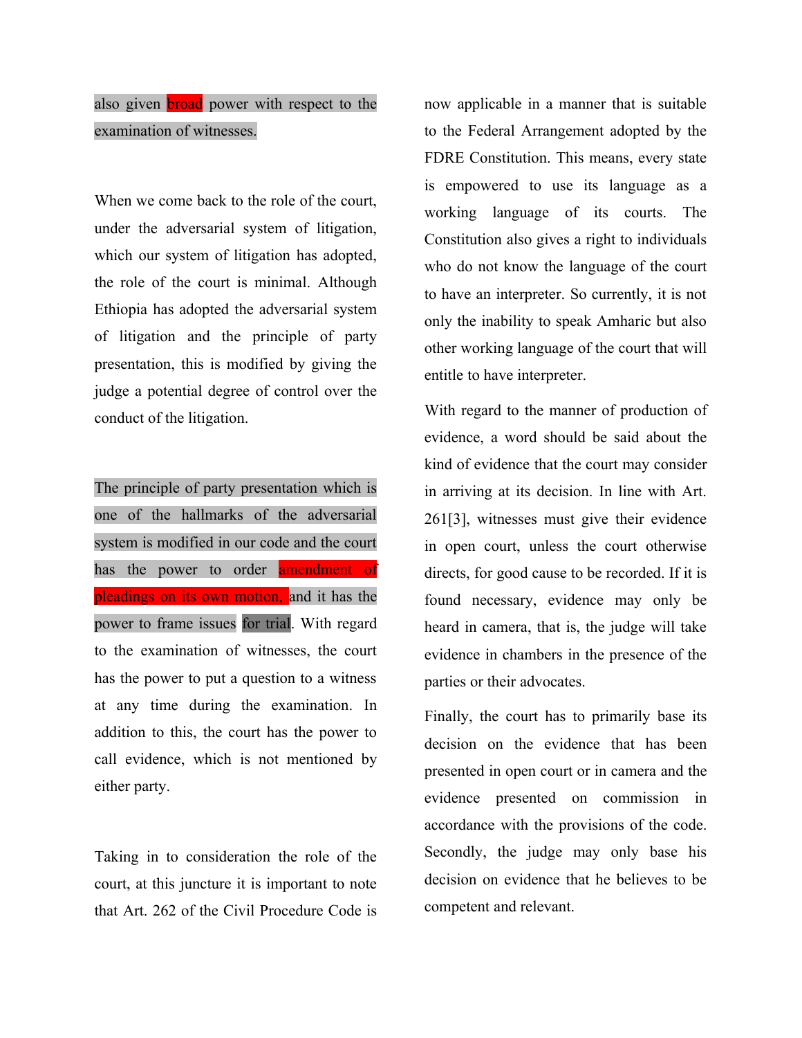also given broad power with respect to the examination of witnesses.

When we come back to the role of the court, under the adversarial system of litigation, which our system of litigation has adopted, the role of the court is minimal. Although Ethiopia has adopted the adversarial system of litigation and the principle of party presentation, this is modified by giving the judge a potential degree of control over the conduct of the litigation.

The principle of party presentation which is one of the hallmarks of the adversarial system is modified in our code and the court has the power to order amendment of pleadings on its own motion, and it has the power to frame issues for trial. With regard to the examination of witnesses, the court has the power to put a question to a witness at any time during the examination. In addition to this, the court has the power to call evidence, which is not mentioned by either party.

Taking in to consideration the role of the court, at this juncture it is important to note that Art. 262 of the Civil Procedure Code is now applicable in a manner that is suitable to the Federal Arrangement adopted by the FDRE Constitution. This means, every state is empowered to use its language as a working language of its courts. The Constitution also gives a right to individuals who do not know the language of the court to have an interpreter. So currently, it is not only the inability to speak Amharic but also other working language of the court that will entitle to have interpreter.

With regard to the manner of production of evidence, a word should be said about the kind of evidence that the court may consider in arriving at its decision. In line with Art. 261[3], witnesses must give their evidence in open court, unless the court otherwise directs, for good cause to be recorded. If it is found necessary, evidence may only be heard in camera, that is, the judge will take evidence in chambers in the presence of the parties or their advocates.

Finally, the court has to primarily base its decision on the evidence that has been presented in open court or in camera and the evidence presented on commission in accordance with the provisions of the code. Secondly, the judge may only base his decision on evidence that he believes to be competent and relevant.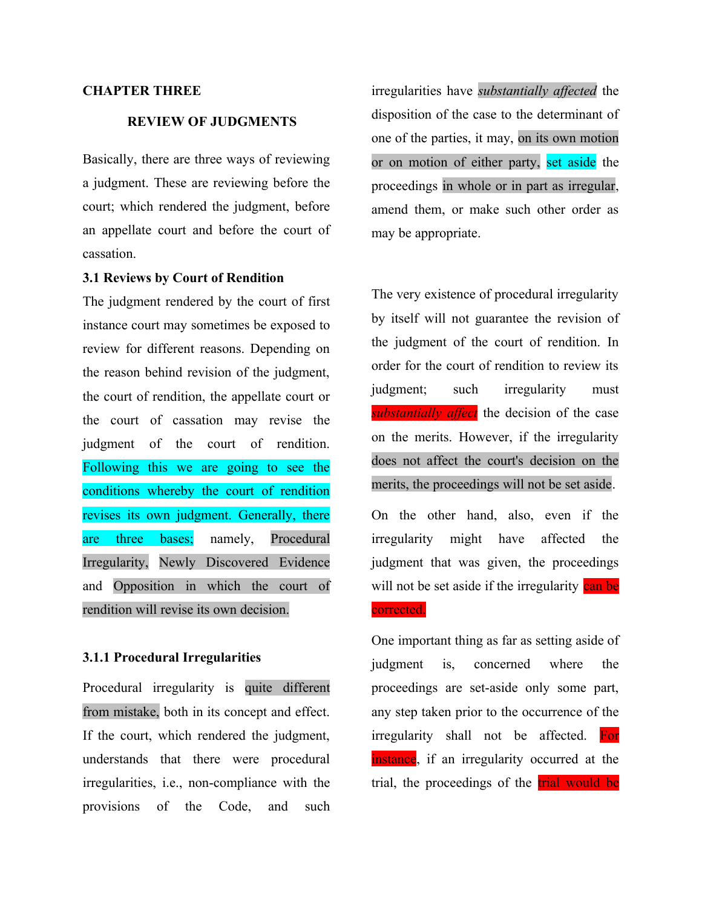# CHAPTER THREE

## REVIEW OF JUDGMENTS

Basically, there are three ways of reviewing a judgment. These are reviewing before the court; which rendered the judgment, before an appellate court and before the court of cassation.

### 3.1 Reviews by Court of Rendition

The judgment rendered by the court of first instance court may sometimes be exposed to review for different reasons. Depending on the reason behind revision of the judgment, the court of rendition, the appellate court or the court of cassation may revise the judgment of the court of rendition. Following this we are going to see the conditions whereby the court of rendition revises its own judgment. Generally, there are three bases; namely, Procedural Irregularity, Newly Discovered Evidence and Opposition in which the court of rendition will revise its own decision.

#### 3.1.1 Procedural Irregularities

Procedural irregularity is quite different from mistake, both in its concept and effect. If the court, which rendered the judgment, understands that there were procedural irregularities, i.e., non-compliance with the provisions of the Code, and such irregularities have *substantially affected* the disposition of the case to the determinant of one of the parties, it may, on its own motion or on motion of either party, set aside the proceedings in whole or in part as irregular, amend them, or make such other order as may be appropriate.

The very existence of procedural irregularity by itself will not guarantee the revision of the judgment of the court of rendition. In order for the court of rendition to review its judgment; such irregularity must *substantially affect* the decision of the case on the merits. However, if the irregularity does not affect the court's decision on the merits, the proceedings will not be set aside.

On the other hand, also, even if the irregularity might have affected the judgment that was given, the proceedings will not be set aside if the irregularity can be corrected.

One important thing as far as setting aside of judgment is, concerned where the proceedings are set-aside only some part, any step taken prior to the occurrence of the irregularity shall not be affected. For instance, if an irregularity occurred at the trial, the proceedings of the trial would be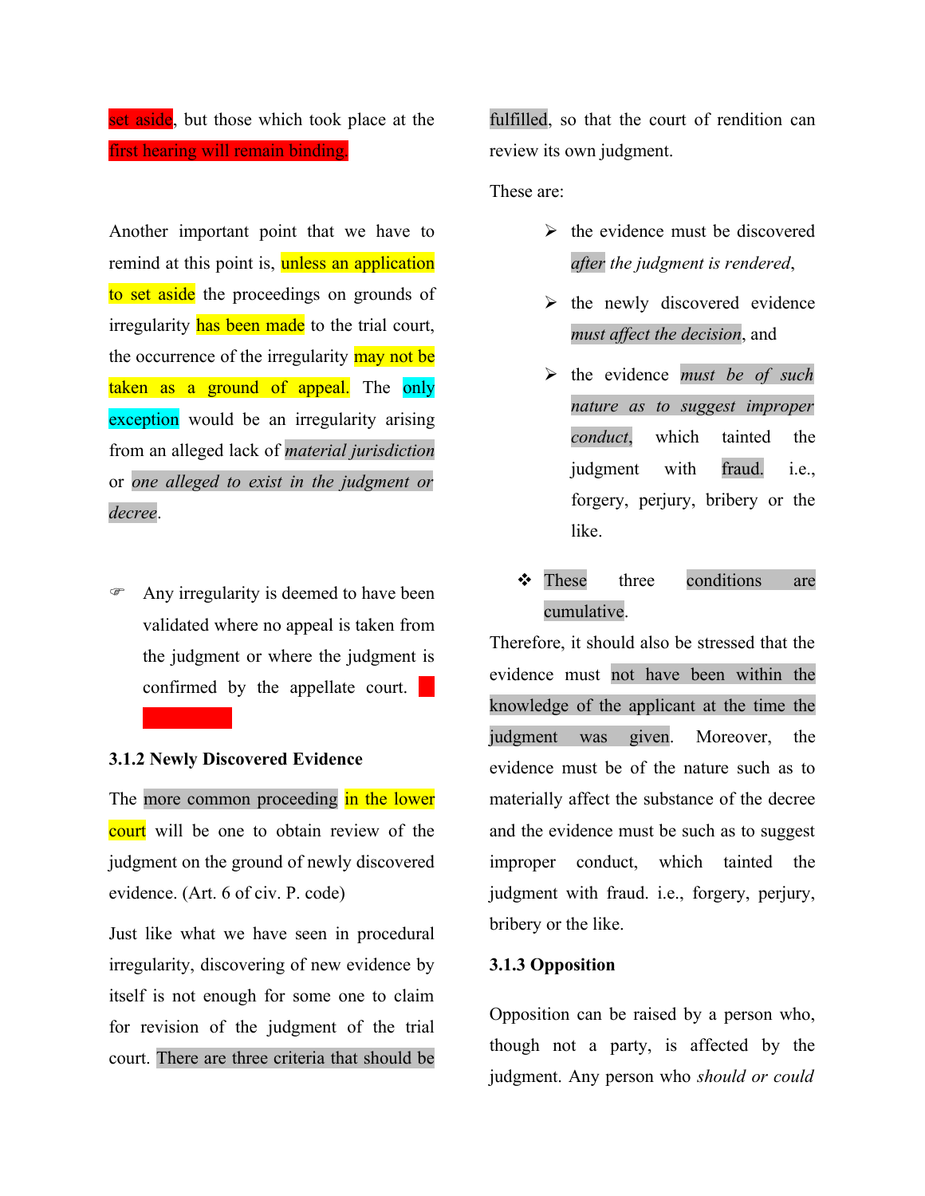set aside, but those which took place at the first hearing will remain binding.

Another important point that we have to remind at this point is, unless an application to set aside the proceedings on grounds of irregularity has been made to the trial court, the occurrence of the irregularity may not be taken as a ground of appeal. The only exception would be an irregularity arising from an alleged lack of *material jurisdiction* or *one alleged to exist in the judgment or decree*.

- Any irregularity is deemed to have been validated where no appeal is taken from the judgment or where the judgment is confirmed by the appellate court.

### 3.1.2 Newly Discovered Evidence

The more common proceeding in the lower court will be one to obtain review of the judgment on the ground of newly discovered evidence. (Art. 6 of civ. P. code)

Just like what we have seen in procedural irregularity, discovering of new evidence by itself is not enough for some one to claim for revision of the judgment of the trial court. There are three criteria that should be fulfilled, so that the court of rendition can review its own judgment.

These are:

- the evidence must be discovered *after* the judgment is rendered,
- the newly discovered evidence *must affect the decision*, and
- the evidence *must be of such nature as to suggest improper conduct*, which tainted the judgment with fraud. i.e., forgery, perjury, bribery or the like.

- These three conditions are cumulative.

Therefore, it should also be stressed that the evidence must not have been within the knowledge of the applicant at the time the judgment was given. Moreover, the evidence must be of the nature such as to materially affect the substance of the decree and the evidence must be such as to suggest improper conduct, which tainted the judgment with fraud. i.e., forgery, perjury, bribery or the like.

### 3.1.3 Opposition

Opposition can be raised by a person who, though not a party, is affected by the judgment. Any person who *should or could*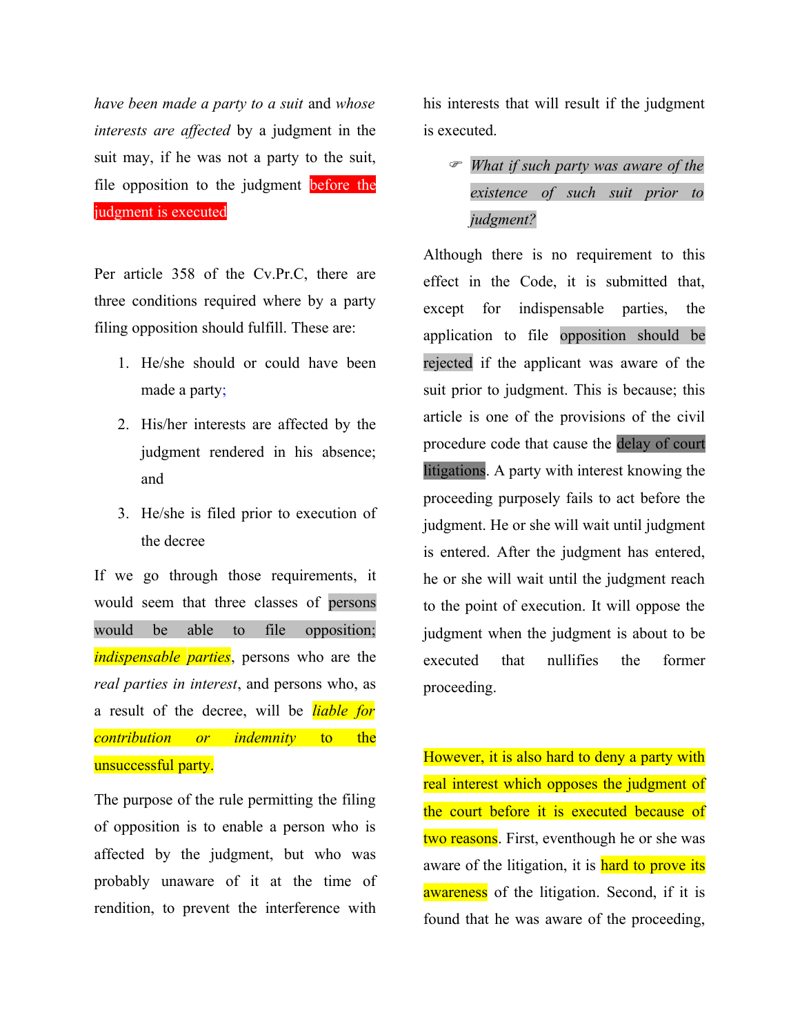*have been made a party to a suit* and *whose interests are affected* by a judgment in the suit may, if he was not a party to the suit, file opposition to the judgment before the judgment is executed

Per article 358 of the Cv.Pr.C, there are three conditions required where by a party filing opposition should fulfill. These are:

1. He/she should or could have been made a party;
2. His/her interests are affected by the judgment rendered in his absence; and
3. He/she is filed prior to execution of the decree

If we go through those requirements, it would seem that three classes of persons would be able to file opposition; *indispensable parties*, persons who are the *real parties in interest*, and persons who, as a result of the decree, will be *liable for contribution or indemnity* to the unsuccessful party.

The purpose of the rule permitting the filing of opposition is to enable a person who is affected by the judgment, but who was probably unaware of it at the time of rendition, to prevent the interference with his interests that will result if the judgment is executed.

- *What if such party was aware of the existence of such suit prior to judgment?*

Although there is no requirement to this effect in the Code, it is submitted that, except for indispensable parties, the application to file opposition should be rejected if the applicant was aware of the suit prior to judgment. This is because; this article is one of the provisions of the civil procedure code that cause the delay of court litigations. A party with interest knowing the proceeding purposely fails to act before the judgment. He or she will wait until judgment is entered. After the judgment has entered, he or she will wait until the judgment reach to the point of execution. It will oppose the judgment when the judgment is about to be executed that nullifies the former proceeding.

However, it is also hard to deny a party with real interest which opposes the judgment of the court before it is executed because of two reasons. First, eventhough he or she was aware of the litigation, it is hard to prove its awareness of the litigation. Second, if it is found that he was aware of the proceeding,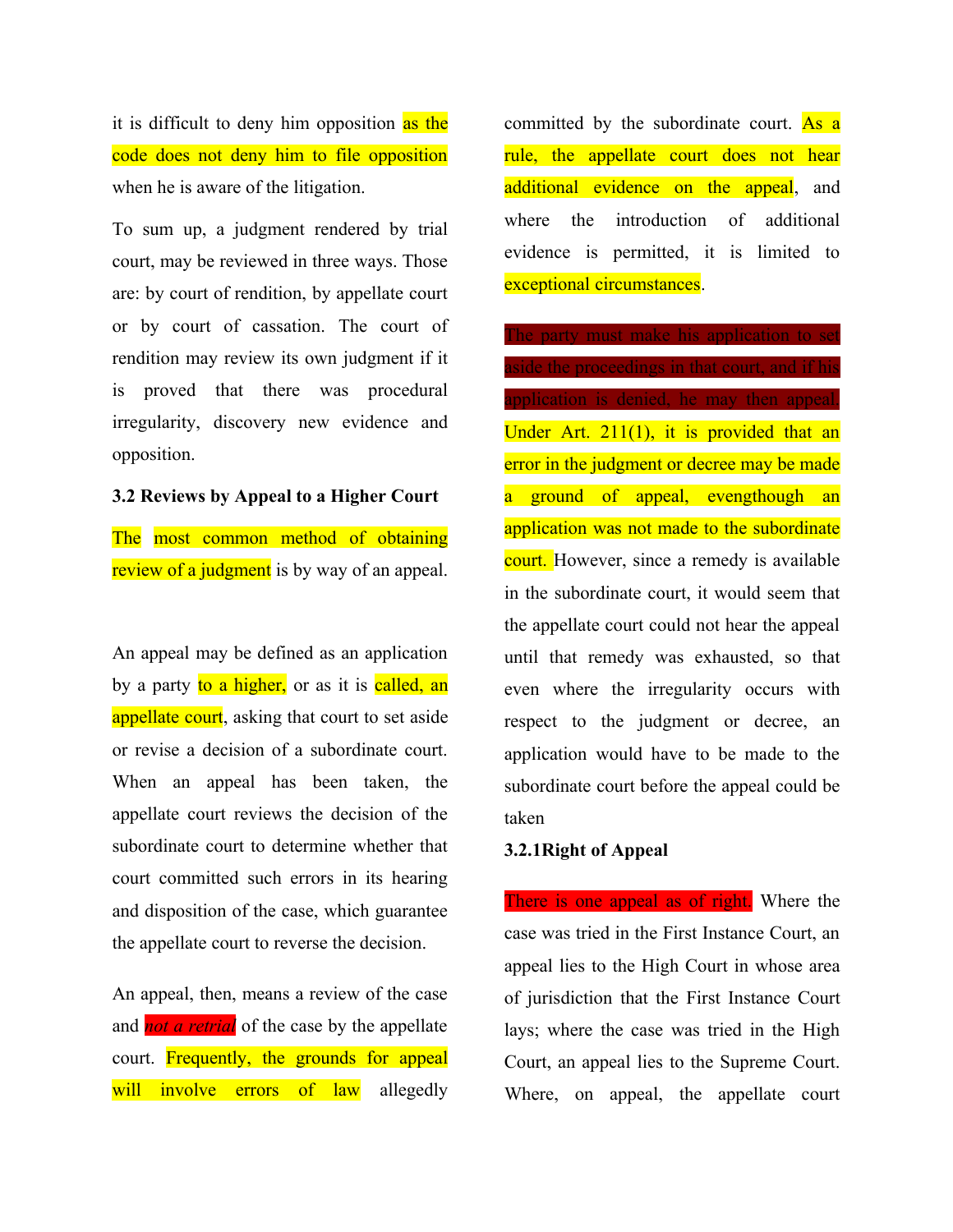it is difficult to deny him opposition as the code does not deny him to file opposition when he is aware of the litigation.

To sum up, a judgment rendered by trial court, may be reviewed in three ways. Those are: by court of rendition, by appellate court or by court of cassation. The court of rendition may review its own judgment if it is proved that there was procedural irregularity, discovery new evidence and opposition.

### 3.2 Reviews by Appeal to a Higher Court

The most common method of obtaining review of a judgment is by way of an appeal.

An appeal may be defined as an application by a party to a higher, or as it is called, an appellate court, asking that court to set aside or revise a decision of a subordinate court. When an appeal has been taken, the appellate court reviews the decision of the subordinate court to determine whether that court committed such errors in its hearing and disposition of the case, which guarantee the appellate court to reverse the decision.

An appeal, then, means a review of the case and *not a retrial* of the case by the appellate court. Frequently, the grounds for appeal will involve errors of law allegedly committed by the subordinate court. As a rule, the appellate court does not hear additional evidence on the appeal, and where the introduction of additional evidence is permitted, it is limited to exceptional circumstances.

The party must make his application to set aside the proceedings in that court, and if his application is denied, he may then appeal. Under Art. 211(1), it is provided that an error in the judgment or decree may be made a ground of appeal, evengthough an application was not made to the subordinate court. However, since a remedy is available in the subordinate court, it would seem that the appellate court could not hear the appeal until that remedy was exhausted, so that even where the irregularity occurs with respect to the judgment or decree, an application would have to be made to the subordinate court before the appeal could be taken

#### 3.2.1Right of Appeal

There is one appeal as of right. Where the case was tried in the First Instance Court, an appeal lies to the High Court in whose area of jurisdiction that the First Instance Court lays; where the case was tried in the High Court, an appeal lies to the Supreme Court. Where, on appeal, the appellate court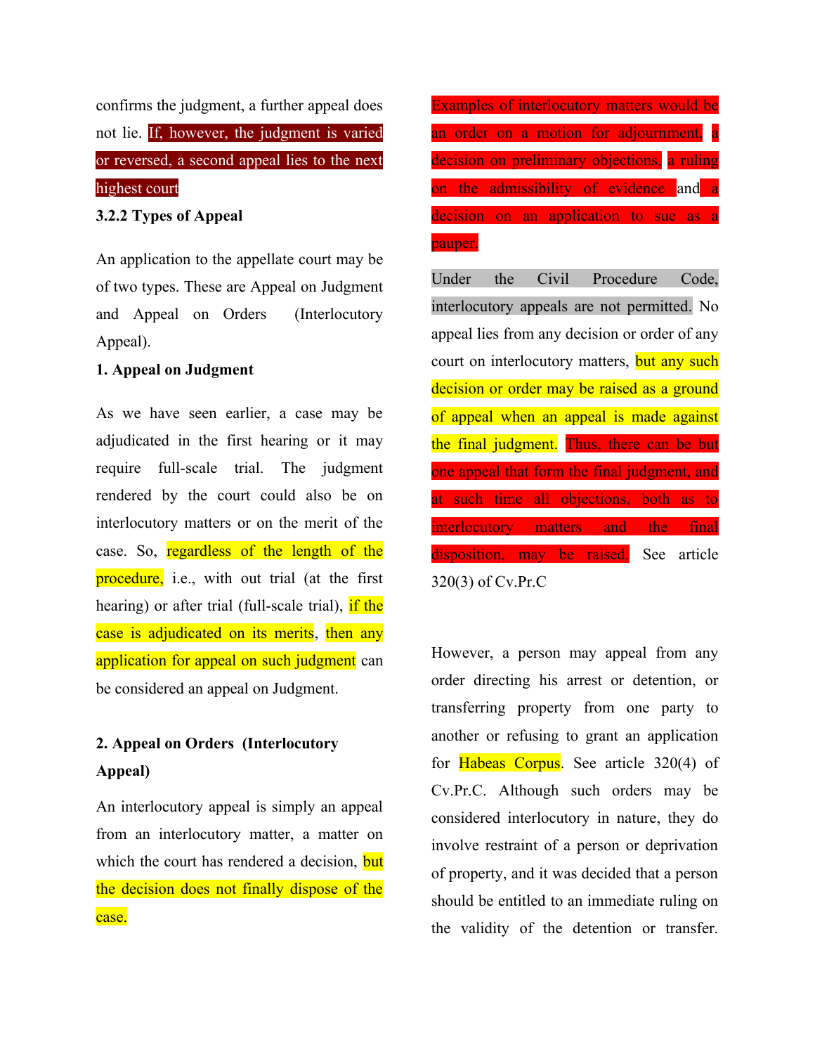confirms the judgment, a further appeal does not lie. If, however, the judgment is varied or reversed, a second appeal lies to the next highest court

**3.2.2 Types of Appeal**

An application to the appellate court may be of two types. These are Appeal on Judgment and Appeal on Orders (Interlocutory Appeal).

**1. Appeal on Judgment**

As we have seen earlier, a case may be adjudicated in the first hearing or it may require full-scale trial. The judgment rendered by the court could also be on interlocutory matters or on the merit of the case. So, regardless of the length of the procedure, i.e., with out trial (at the first hearing) or after trial (full-scale trial), if the case is adjudicated on its merits, then any application for appeal on such judgment can be considered an appeal on Judgment.

**2. Appeal on Orders (Interlocutory Appeal)**

An interlocutory appeal is simply an appeal from an interlocutory matter, a matter on which the court has rendered a decision, but the decision does not finally dispose of the case.

Examples of interlocutory matters would be an order on a motion for adjournment, a decision on preliminary objections, a ruling on the admissibility of evidence and a decision on an application to sue as a pauper.

Under the Civil Procedure Code, interlocutory appeals are not permitted. No appeal lies from any decision or order of any court on interlocutory matters, but any such decision or order may be raised as a ground of appeal when an appeal is made against the final judgment. Thus, there can be but one appeal that form the final judgment, and at such time all objections, both as to interlocutory matters and the final disposition, may be raised. See article 320(3) of Cv.Pr.C

However, a person may appeal from any order directing his arrest or detention, or transferring property from one party to another or refusing to grant an application for Habeas Corpus. See article 320(4) of Cv.Pr.C. Although such orders may be considered interlocutory in nature, they do involve restraint of a person or deprivation of property, and it was decided that a person should be entitled to an immediate ruling on the validity of the detention or transfer.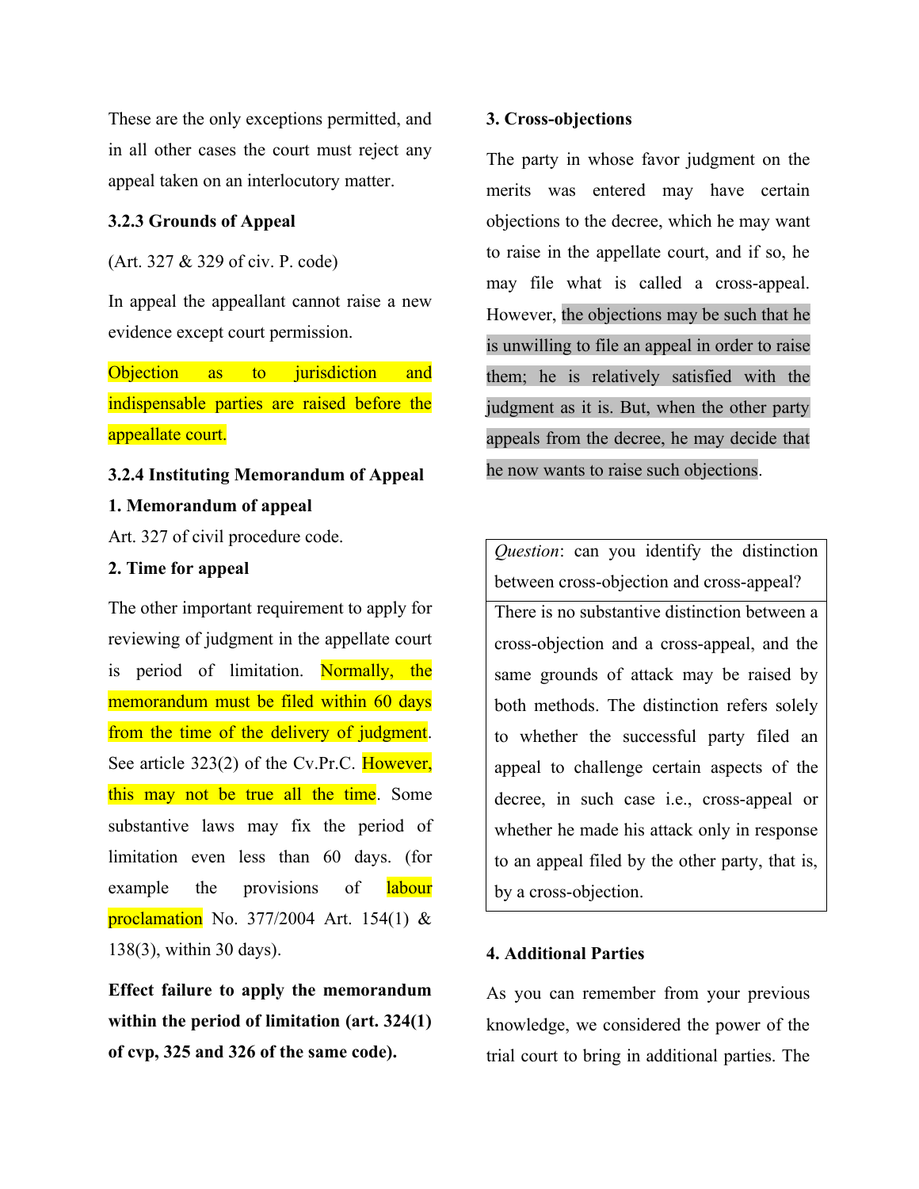These are the only exceptions permitted, and in all other cases the court must reject any appeal taken on an interlocutory matter.

### 3.2.3 Grounds of Appeal

(Art. 327 & 329 of civ. P. code)

In appeal the appellant cannot raise a new evidence except court permission.

Objection as to jurisdiction and indispensable parties are raised before the appeallate court.

### 3.2.4 Instituting Memorandum of Appeal

**1. Memorandum of appeal**

Art. 327 of civil procedure code.

**2. Time for appeal**

The other important requirement to apply for reviewing of judgment in the appellate court is period of limitation. Normally, the memorandum must be filed within 60 days from the time of the delivery of judgment. See article 323(2) of the Cv.Pr.C. However, this may not be true all the time. Some substantive laws may fix the period of limitation even less than 60 days. (for example the provisions of labour proclamation No. 377/2004 Art. 154(1) & 138(3), within 30 days).

**Effect failure to apply the memorandum within the period of limitation (art. 324(1) of cvp, 325 and 326 of the same code).**

**3. Cross-objections**

The party in whose favor judgment on the merits was entered may have certain objections to the decree, which he may want to raise in the appellate court, and if so, he may file what is called a cross-appeal. However, the objections may be such that he is unwilling to file an appeal in order to raise them; he is relatively satisfied with the judgment as it is. But, when the other party appeals from the decree, he may decide that he now wants to raise such objections.

| *Question*: can you identify the distinction between cross-objection and cross-appeal? |
|---|
| There is no substantive distinction between a cross-objection and a cross-appeal, and the same grounds of attack may be raised by both methods. The distinction refers solely to whether the successful party filed an appeal to challenge certain aspects of the decree, in such case i.e., cross-appeal or whether he made his attack only in response to an appeal filed by the other party, that is, by a cross-objection. |

**4. Additional Parties**

As you can remember from your previous knowledge, we considered the power of the trial court to bring in additional parties. The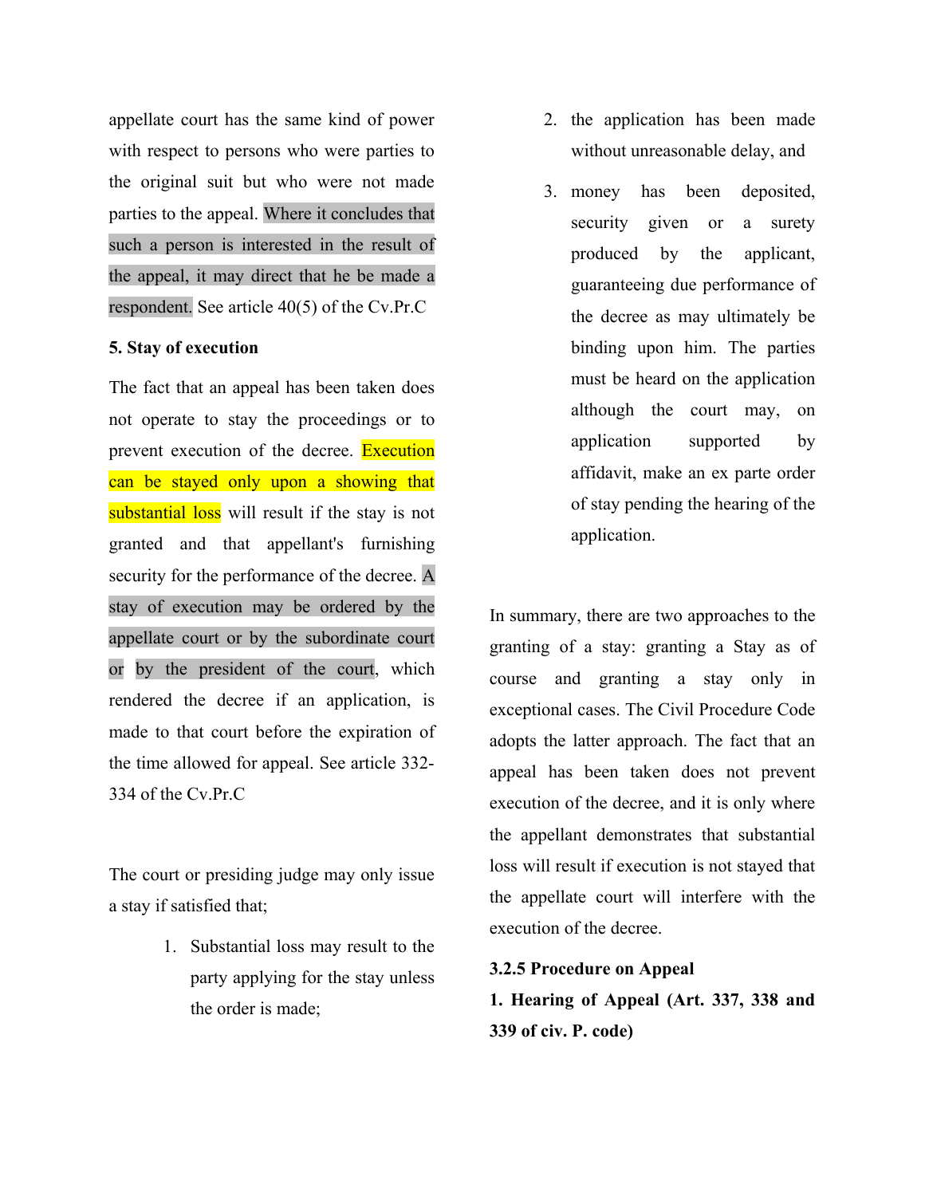appellate court has the same kind of power with respect to persons who were parties to the original suit but who were not made parties to the appeal. Where it concludes that such a person is interested in the result of the appeal, it may direct that he be made a respondent. See article 40(5) of the Cv.Pr.C

**5. Stay of execution**

The fact that an appeal has been taken does not operate to stay the proceedings or to prevent execution of the decree. Execution can be stayed only upon a showing that substantial loss will result if the stay is not granted and that appellant's furnishing security for the performance of the decree. A stay of execution may be ordered by the appellate court or by the subordinate court or by the president of the court, which rendered the decree if an application, is made to that court before the expiration of the time allowed for appeal. See article 332-334 of the Cv.Pr.C

The court or presiding judge may only issue a stay if satisfied that;

1. Substantial loss may result to the party applying for the stay unless the order is made;
2. the application has been made without unreasonable delay, and
3. money has been deposited, security given or a surety produced by the applicant, guaranteeing due performance of the decree as may ultimately be binding upon him. The parties must be heard on the application although the court may, on application supported by affidavit, make an ex parte order of stay pending the hearing of the application.

In summary, there are two approaches to the granting of a stay: granting a Stay as of course and granting a stay only in exceptional cases. The Civil Procedure Code adopts the latter approach. The fact that an appeal has been taken does not prevent execution of the decree, and it is only where the appellant demonstrates that substantial loss will result if execution is not stayed that the appellate court will interfere with the execution of the decree.

**3.2.5 Procedure on Appeal**

**1. Hearing of Appeal (Art. 337, 338 and 339 of civ. P. code)**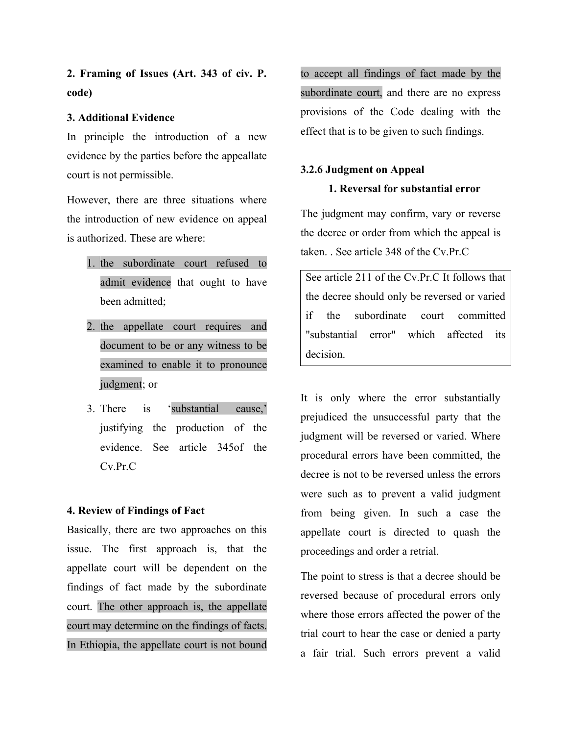**2. Framing of Issues (Art. 343 of civ. P. code)**

**3. Additional Evidence**

In principle the introduction of a new evidence by the parties before the appeallate court is not permissible.

However, there are three situations where the introduction of new evidence on appeal is authorized. These are where:

1. the subordinate court refused to admit evidence that ought to have been admitted;
2. the appellate court requires and document to be or any witness to be examined to enable it to pronounce judgment; or
3. There is 'substantial cause,' justifying the production of the evidence. See article 345of the Cv.Pr.C

**4. Review of Findings of Fact**

Basically, there are two approaches on this issue. The first approach is, that the appellate court will be dependent on the findings of fact made by the subordinate court. The other approach is, the appellate court may determine on the findings of facts. In Ethiopia, the appellate court is not bound to accept all findings of fact made by the subordinate court, and there are no express provisions of the Code dealing with the effect that is to be given to such findings.

### 3.2.6 Judgment on Appeal

**1. Reversal for substantial error**

The judgment may confirm, vary or reverse the decree or order from which the appeal is taken. . See article 348 of the Cv.Pr.C

> See article 211 of the Cv.Pr.C It follows that the decree should only be reversed or varied if the subordinate court committed "substantial error" which affected its decision.

It is only where the error substantially prejudiced the unsuccessful party that the judgment will be reversed or varied. Where procedural errors have been committed, the decree is not to be reversed unless the errors were such as to prevent a valid judgment from being given. In such a case the appellate court is directed to quash the proceedings and order a retrial.

The point to stress is that a decree should be reversed because of procedural errors only where those errors affected the power of the trial court to hear the case or denied a party a fair trial. Such errors prevent a valid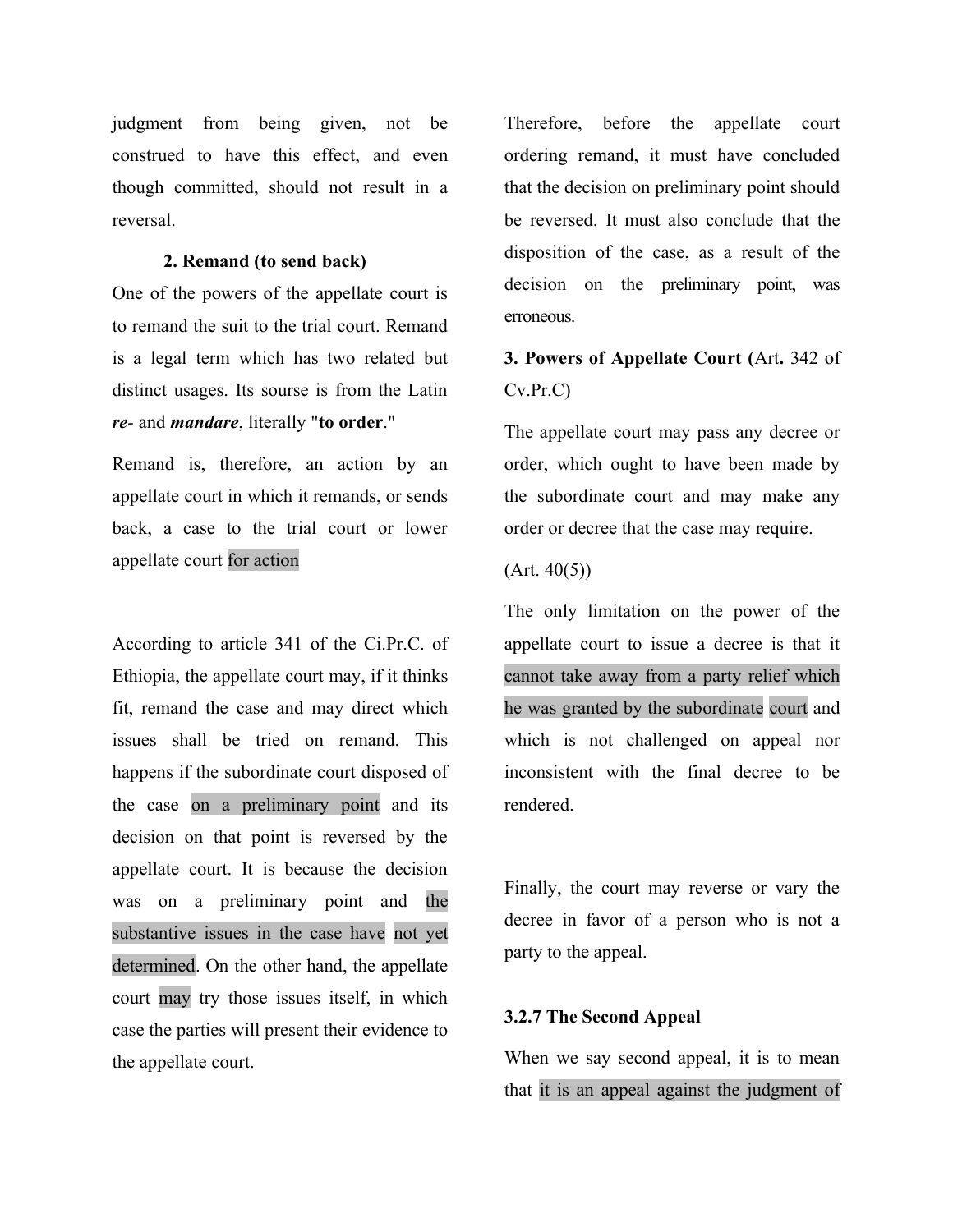judgment from being given, not be construed to have this effect, and even though committed, should not result in a reversal.

**2. Remand (to send back)**

One of the powers of the appellate court is to remand the suit to the trial court. Remand is a legal term which has two related but distinct usages. Its sourse is from the Latin ***re***- and ***mandare***, literally "**to order**."

Remand is, therefore, an action by an appellate court in which it remands, or sends back, a case to the trial court or lower appellate court for action

According to article 341 of the Ci.Pr.C. of Ethiopia, the appellate court may, if it thinks fit, remand the case and may direct which issues shall be tried on remand. This happens if the subordinate court disposed of the case on a preliminary point and its decision on that point is reversed by the appellate court. It is because the decision was on a preliminary point and the substantive issues in the case have not yet determined. On the other hand, the appellate court may try those issues itself, in which case the parties will present their evidence to the appellate court.

Therefore, before the appellate court ordering remand, it must have concluded that the decision on preliminary point should be reversed. It must also conclude that the disposition of the case, as a result of the decision on the preliminary point, was erroneous.

**3. Powers of Appellate Court (**Art**.** 342 of Cv.Pr.C)

The appellate court may pass any decree or order, which ought to have been made by the subordinate court and may make any order or decree that the case may require.

(Art. 40(5))

The only limitation on the power of the appellate court to issue a decree is that it cannot take away from a party relief which he was granted by the subordinate court and which is not challenged on appeal nor inconsistent with the final decree to be rendered.

Finally, the court may reverse or vary the decree in favor of a person who is not a party to the appeal.

**3.2.7 The Second Appeal**

When we say second appeal, it is to mean that it is an appeal against the judgment of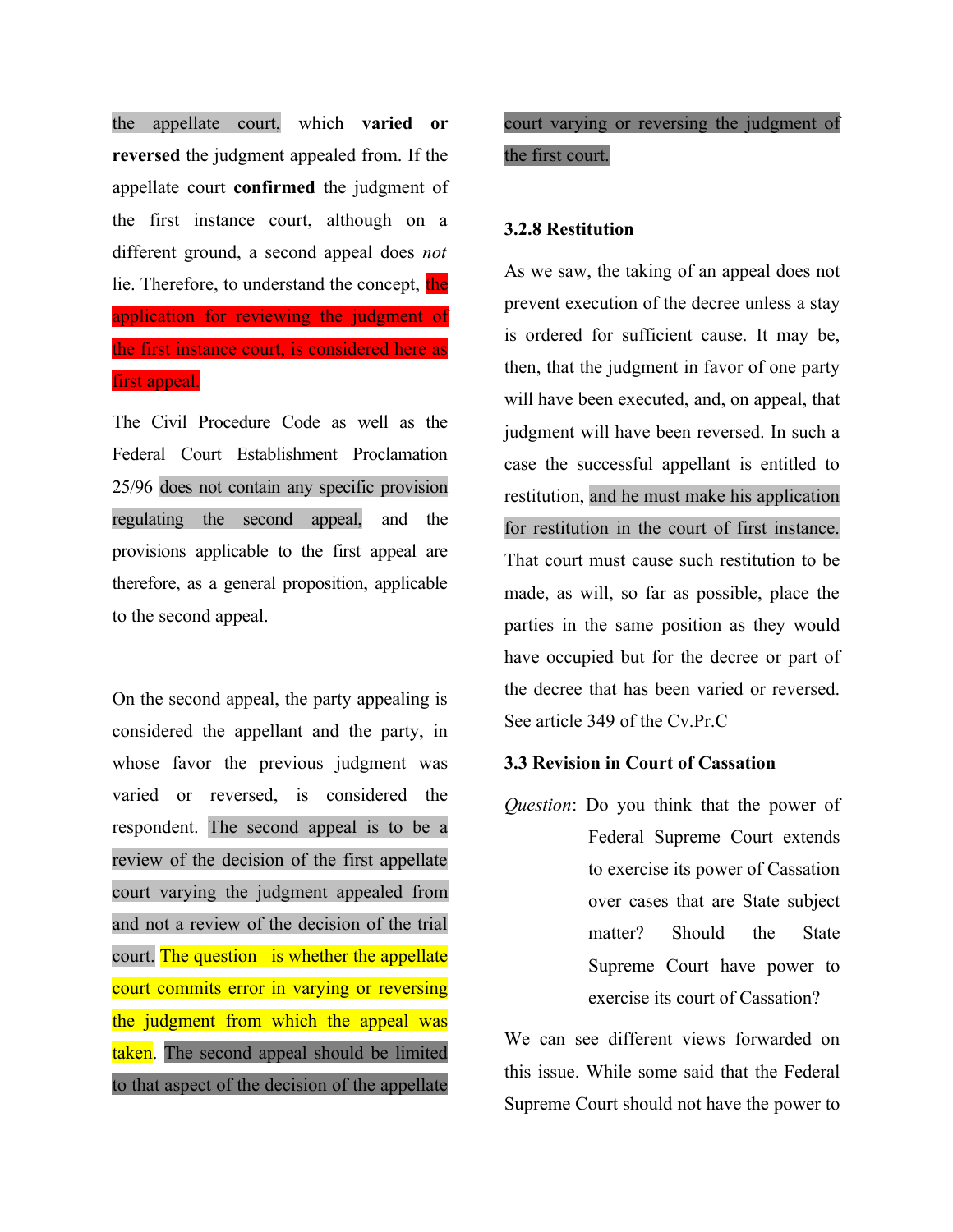the appellate court, which **varied or reversed** the judgment appealed from. If the appellate court **confirmed** the judgment of the first instance court, although on a different ground, a second appeal does *not* lie. Therefore, to understand the concept, the application for reviewing the judgment of the first instance court, is considered here as first appeal.

The Civil Procedure Code as well as the Federal Court Establishment Proclamation 25/96 does not contain any specific provision regulating the second appeal, and the provisions applicable to the first appeal are therefore, as a general proposition, applicable to the second appeal.

On the second appeal, the party appealing is considered the appellant and the party, in whose favor the previous judgment was varied or reversed, is considered the respondent. The second appeal is to be a review of the decision of the first appellate court varying the judgment appealed from and not a review of the decision of the trial court. The question is whether the appellate court commits error in varying or reversing the judgment from which the appeal was taken. The second appeal should be limited to that aspect of the decision of the appellate court varying or reversing the judgment of the first court.

### 3.2.8 Restitution

As we saw, the taking of an appeal does not prevent execution of the decree unless a stay is ordered for sufficient cause. It may be, then, that the judgment in favor of one party will have been executed, and, on appeal, that judgment will have been reversed. In such a case the successful appellant is entitled to restitution, and he must make his application for restitution in the court of first instance. That court must cause such restitution to be made, as will, so far as possible, place the parties in the same position as they would have occupied but for the decree or part of the decree that has been varied or reversed. See article 349 of the Cv.Pr.C

### 3.3 Revision in Court of Cassation

*Question*: Do you think that the power of Federal Supreme Court extends to exercise its power of Cassation over cases that are State subject matter? Should the State Supreme Court have power to exercise its court of Cassation?

We can see different views forwarded on this issue. While some said that the Federal Supreme Court should not have the power to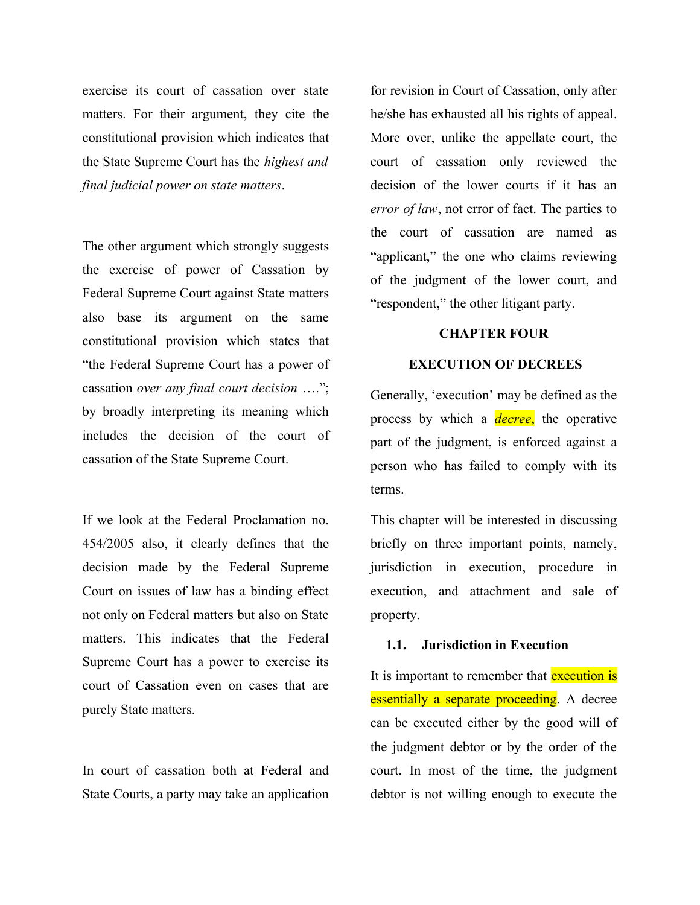exercise its court of cassation over state matters. For their argument, they cite the constitutional provision which indicates that the State Supreme Court has the *highest and final judicial power on state matters*.

The other argument which strongly suggests the exercise of power of Cassation by Federal Supreme Court against State matters also base its argument on the same constitutional provision which states that "the Federal Supreme Court has a power of cassation *over any final court decision* ….."; by broadly interpreting its meaning which includes the decision of the court of cassation of the State Supreme Court.

If we look at the Federal Proclamation no. 454/2005 also, it clearly defines that the decision made by the Federal Supreme Court on issues of law has a binding effect not only on Federal matters but also on State matters. This indicates that the Federal Supreme Court has a power to exercise its court of Cassation even on cases that are purely State matters.

In court of cassation both at Federal and State Courts, a party may take an application for revision in Court of Cassation, only after he/she has exhausted all his rights of appeal. More over, unlike the appellate court, the court of cassation only reviewed the decision of the lower courts if it has an *error of law*, not error of fact. The parties to the court of cassation are named as "applicant," the one who claims reviewing of the judgment of the lower court, and "respondent," the other litigant party.

## CHAPTER FOUR

## EXECUTION OF DECREES

Generally, 'execution' may be defined as the process by which a ***decree***, the operative part of the judgment, is enforced against a person who has failed to comply with its terms.

This chapter will be interested in discussing briefly on three important points, namely, jurisdiction in execution, procedure in execution, and attachment and sale of property.

### 1.1. Jurisdiction in Execution

It is important to remember that execution is essentially a separate proceeding. A decree can be executed either by the good will of the judgment debtor or by the order of the court. In most of the time, the judgment debtor is not willing enough to execute the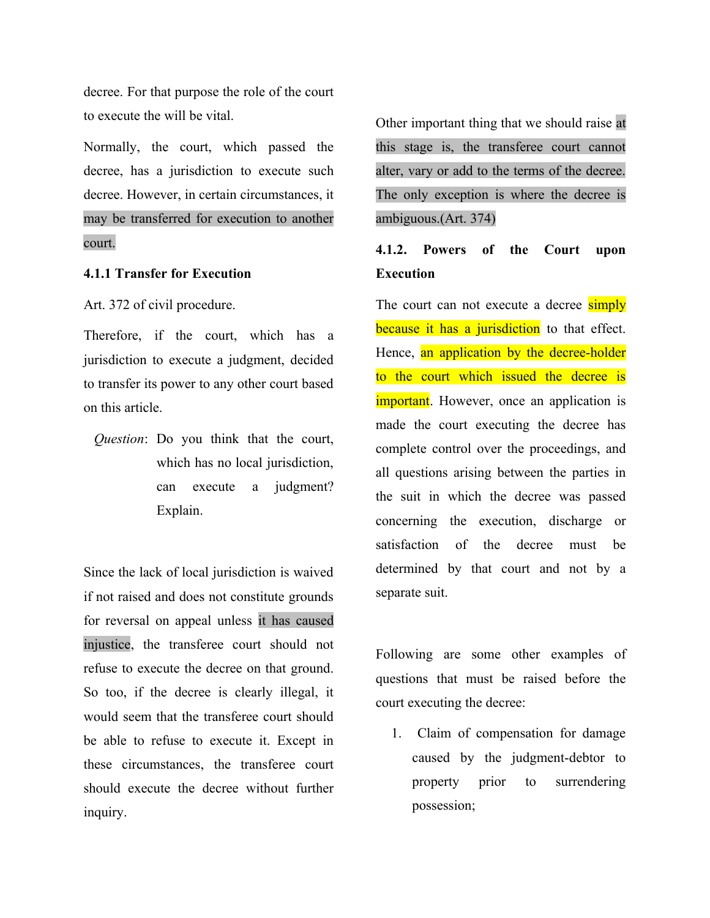decree. For that purpose the role of the court to execute the will be vital.

Normally, the court, which passed the decree, has a jurisdiction to execute such decree. However, in certain circumstances, it may be transferred for execution to another court.

### 4.1.1 Transfer for Execution

Art. 372 of civil procedure.

Therefore, if the court, which has a jurisdiction to execute a judgment, decided to transfer its power to any other court based on this article.

> *Question*: Do you think that the court, which has no local jurisdiction, can execute a judgment? Explain.

Since the lack of local jurisdiction is waived if not raised and does not constitute grounds for reversal on appeal unless it has caused injustice, the transferee court should not refuse to execute the decree on that ground. So too, if the decree is clearly illegal, it would seem that the transferee court should be able to refuse to execute it. Except in these circumstances, the transferee court should execute the decree without further inquiry.

Other important thing that we should raise at this stage is, the transferee court cannot alter, vary or add to the terms of the decree. The only exception is where the decree is ambiguous.(Art. 374)

### 4.1.2. Powers of the Court upon Execution

The court can not execute a decree simply because it has a jurisdiction to that effect. Hence, an application by the decree-holder to the court which issued the decree is important. However, once an application is made the court executing the decree has complete control over the proceedings, and all questions arising between the parties in the suit in which the decree was passed concerning the execution, discharge or satisfaction of the decree must be determined by that court and not by a separate suit.

Following are some other examples of questions that must be raised before the court executing the decree:

1. Claim of compensation for damage caused by the judgment-debtor to property prior to surrendering possession;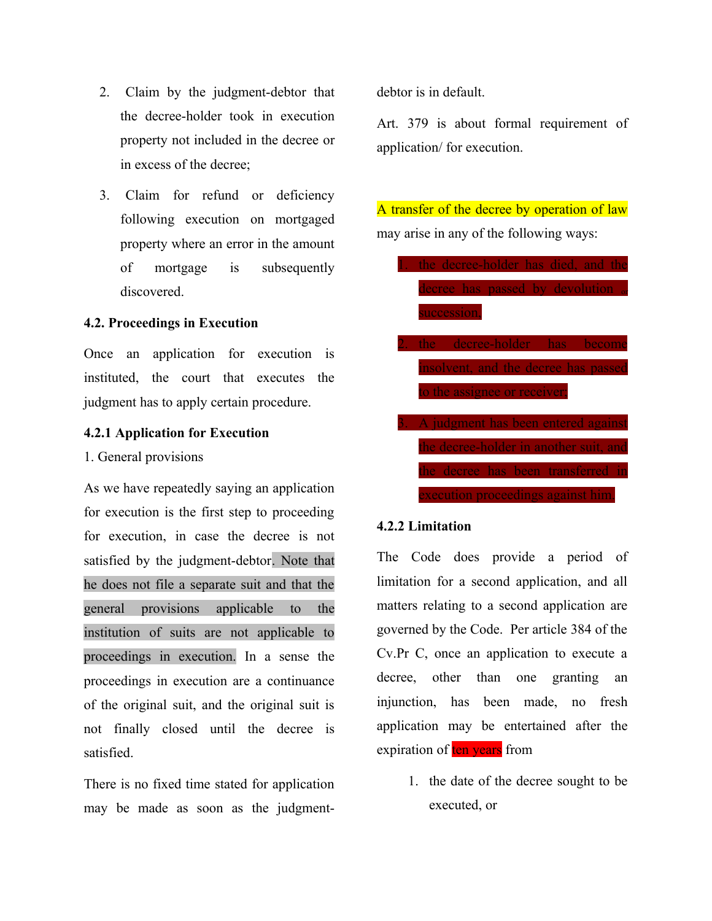2. Claim by the judgment-debtor that the decree-holder took in execution property not included in the decree or in excess of the decree;
3. Claim for refund or deficiency following execution on mortgaged property where an error in the amount of mortgage is subsequently discovered.

### 4.2. Proceedings in Execution

Once an application for execution is instituted, the court that executes the judgment has to apply certain procedure.

#### 4.2.1 Application for Execution

1. General provisions

As we have repeatedly saying an application for execution is the first step to proceeding for execution, in case the decree is not satisfied by the judgment-debtor. Note that he does not file a separate suit and that the general provisions applicable to the institution of suits are not applicable to proceedings in execution. In a sense the proceedings in execution are a continuance of the original suit, and the original suit is not finally closed until the decree is satisfied.

There is no fixed time stated for application may be made as soon as the judgment-debtor is in default.

Art. 379 is about formal requirement of application/ for execution.

A transfer of the decree by operation of law may arise in any of the following ways:

1. the decree-holder has died, and the decree has passed by devolution or succession,
2. the decree-holder has become insolvent, and the decree has passed to the assignee or receiver;
3. A judgment has been entered against the decree-holder in another suit, and the decree has been transferred in execution proceedings against him.

#### 4.2.2 Limitation

The Code does provide a period of limitation for a second application, and all matters relating to a second application are governed by the Code. Per article 384 of the Cv.Pr C, once an application to execute a decree, other than one granting an injunction, has been made, no fresh application may be entertained after the expiration of ten years from

1. the date of the decree sought to be executed, or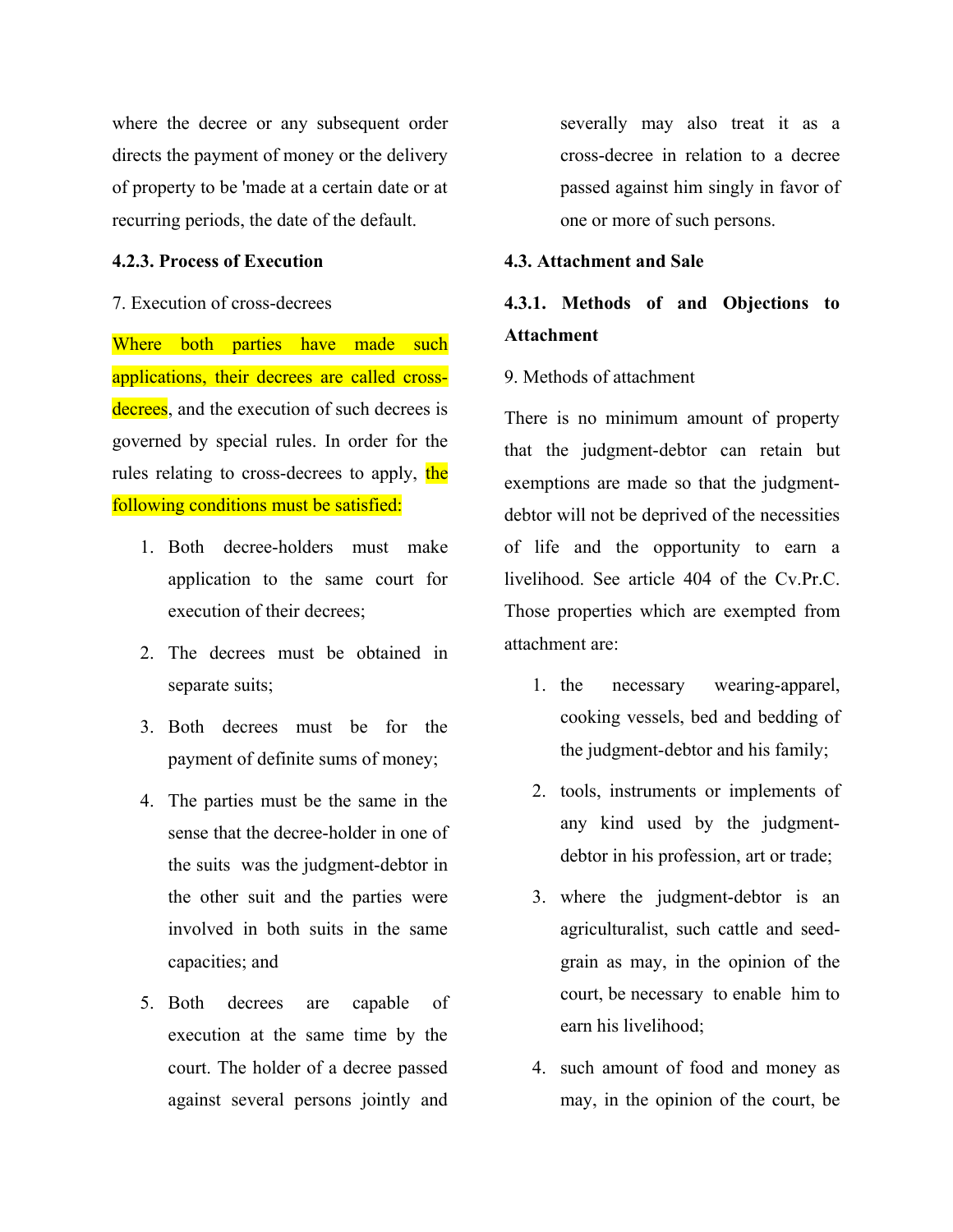where the decree or any subsequent order directs the payment of money or the delivery of property to be 'made at a certain date or at recurring periods, the date of the default.

#### 4.2.3. Process of Execution

7. Execution of cross-decrees

Where both parties have made such applications, their decrees are called cross-decrees, and the execution of such decrees is governed by special rules. In order for the rules relating to cross-decrees to apply, the following conditions must be satisfied:

1. Both decree-holders must make application to the same court for execution of their decrees;
2. The decrees must be obtained in separate suits;
3. Both decrees must be for the payment of definite sums of money;
4. The parties must be the same in the sense that the decree-holder in one of the suits was the judgment-debtor in the other suit and the parties were involved in both suits in the same capacities; and
5. Both decrees are capable of execution at the same time by the court. The holder of a decree passed against several persons jointly and severally may also treat it as a cross-decree in relation to a decree passed against him singly in favor of one or more of such persons.

### 4.3. Attachment and Sale

#### 4.3.1. Methods of and Objections to Attachment

9. Methods of attachment

There is no minimum amount of property that the judgment-debtor can retain but exemptions are made so that the judgment-debtor will not be deprived of the necessities of life and the opportunity to earn a livelihood. See article 404 of the Cv.Pr.C. Those properties which are exempted from attachment are:

1. the necessary wearing-apparel, cooking vessels, bed and bedding of the judgment-debtor and his family;
2. tools, instruments or implements of any kind used by the judgment-debtor in his profession, art or trade;
3. where the judgment-debtor is an agriculturalist, such cattle and seed-grain as may, in the opinion of the court, be necessary to enable him to earn his livelihood;
4. such amount of food and money as may, in the opinion of the court, be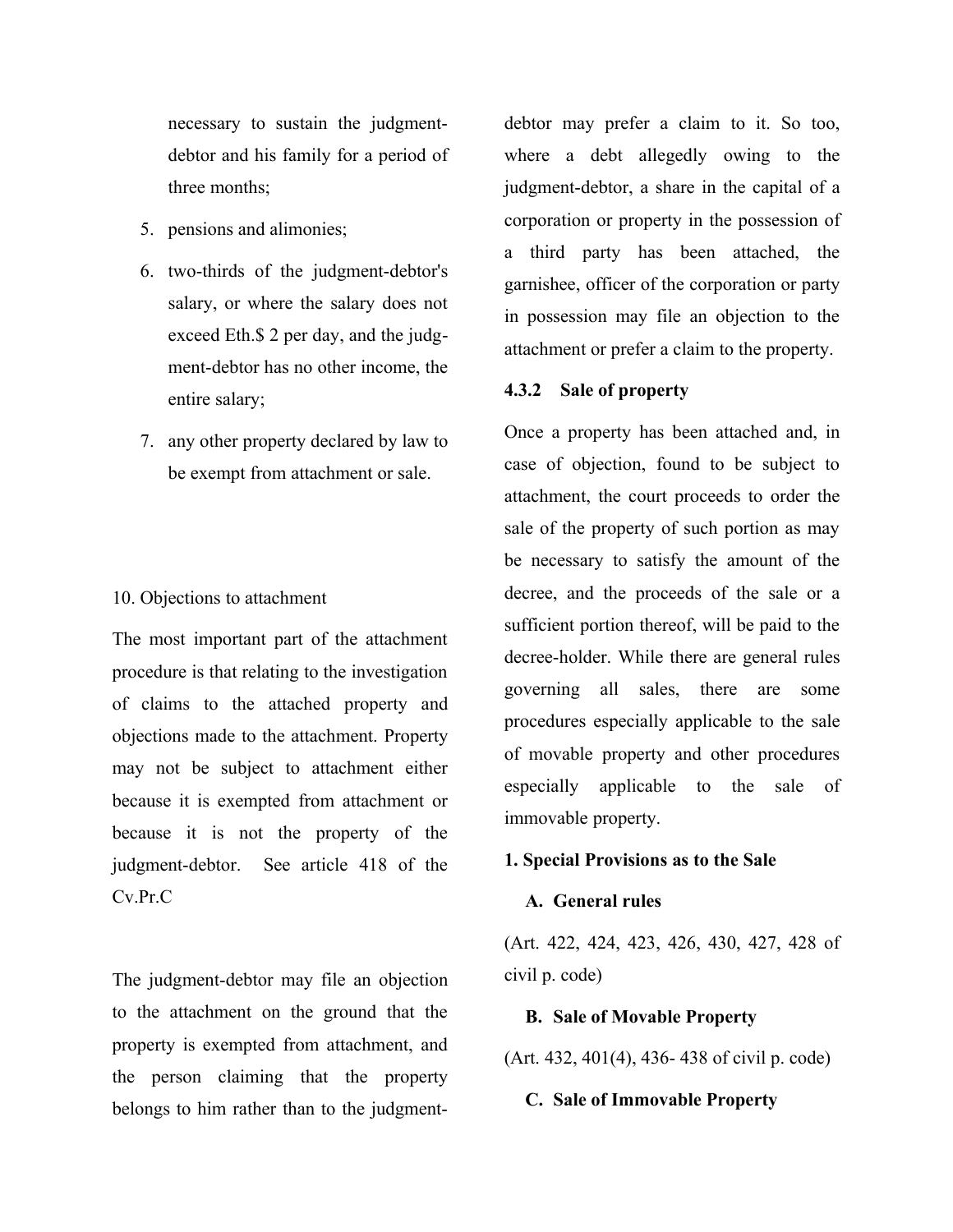necessary to sustain the judgment-debtor and his family for a period of three months;

5. pensions and alimonies;
6. two-thirds of the judgment-debtor's salary, or where the salary does not exceed Eth.$ 2 per day, and the judgment-debtor has no other income, the entire salary;
7. any other property declared by law to be exempt from attachment or sale.

10. Objections to attachment

The most important part of the attachment procedure is that relating to the investigation of claims to the attached property and objections made to the attachment. Property may not be subject to attachment either because it is exempted from attachment or because it is not the property of the judgment-debtor. See article 418 of the Cv.Pr.C

The judgment-debtor may file an objection to the attachment on the ground that the property is exempted from attachment, and the person claiming that the property belongs to him rather than to the judgment-debtor may prefer a claim to it. So too, where a debt allegedly owing to the judgment-debtor, a share in the capital of a corporation or property in the possession of a third party has been attached, the garnishee, officer of the corporation or party in possession may file an objection to the attachment or prefer a claim to the property.

### 4.3.2 Sale of property

Once a property has been attached and, in case of objection, found to be subject to attachment, the court proceeds to order the sale of the property of such portion as may be necessary to satisfy the amount of the decree, and the proceeds of the sale or a sufficient portion thereof, will be paid to the decree-holder. While there are general rules governing all sales, there are some procedures especially applicable to the sale of movable property and other procedures especially applicable to the sale of immovable property.

**1. Special Provisions as to the Sale**

**A. General rules**

(Art. 422, 424, 423, 426, 430, 427, 428 of civil p. code)

**B. Sale of Movable Property**

(Art. 432, 401(4), 436- 438 of civil p. code)

**C. Sale of Immovable Property**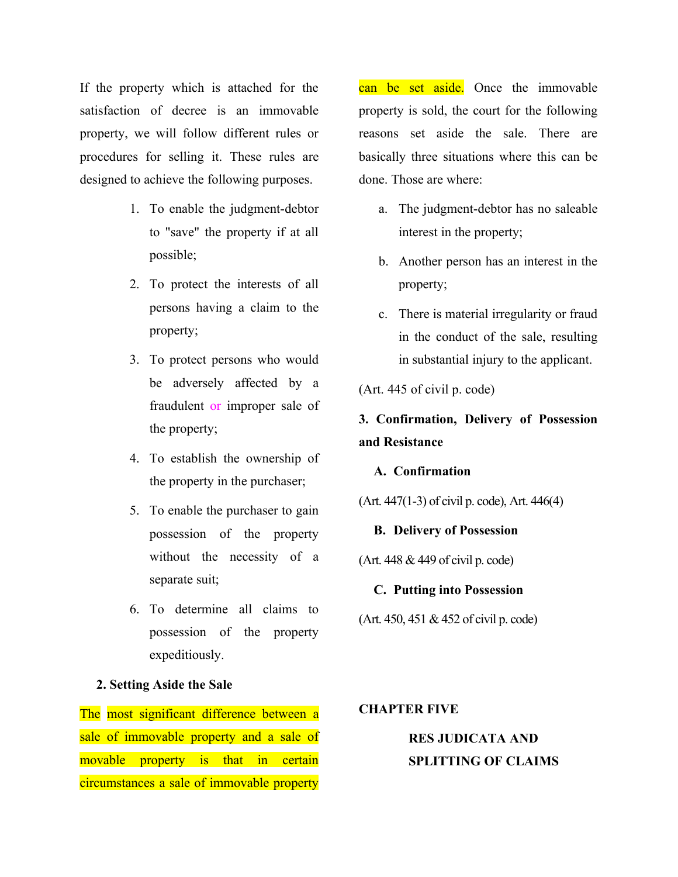If the property which is attached for the satisfaction of decree is an immovable property, we will follow different rules or procedures for selling it. These rules are designed to achieve the following purposes.

1. To enable the judgment-debtor to "save" the property if at all possible;
2. To protect the interests of all persons having a claim to the property;
3. To protect persons who would be adversely affected by a fraudulent or improper sale of the property;
4. To establish the ownership of the property in the purchaser;
5. To enable the purchaser to gain possession of the property without the necessity of a separate suit;
6. To determine all claims to possession of the property expeditiously.

**2. Setting Aside the Sale**

The most significant difference between a sale of immovable property and a sale of movable property is that in certain circumstances a sale of immovable property can be set aside. Once the immovable property is sold, the court for the following reasons set aside the sale. There are basically three situations where this can be done. Those are where:

a. The judgment-debtor has no saleable interest in the property;

b. Another person has an interest in the property;

c. There is material irregularity or fraud in the conduct of the sale, resulting in substantial injury to the applicant.

(Art. 445 of civil p. code)

**3. Confirmation, Delivery of Possession and Resistance**

**A. Confirmation**

(Art. 447(1-3) of civil p. code), Art. 446(4)

**B. Delivery of Possession**

(Art. 448 & 449 of civil p. code)

**C. Putting into Possession**

(Art. 450, 451 & 452 of civil p. code)

## CHAPTER FIVE

## RES JUDICATA AND SPLITTING OF CLAIMS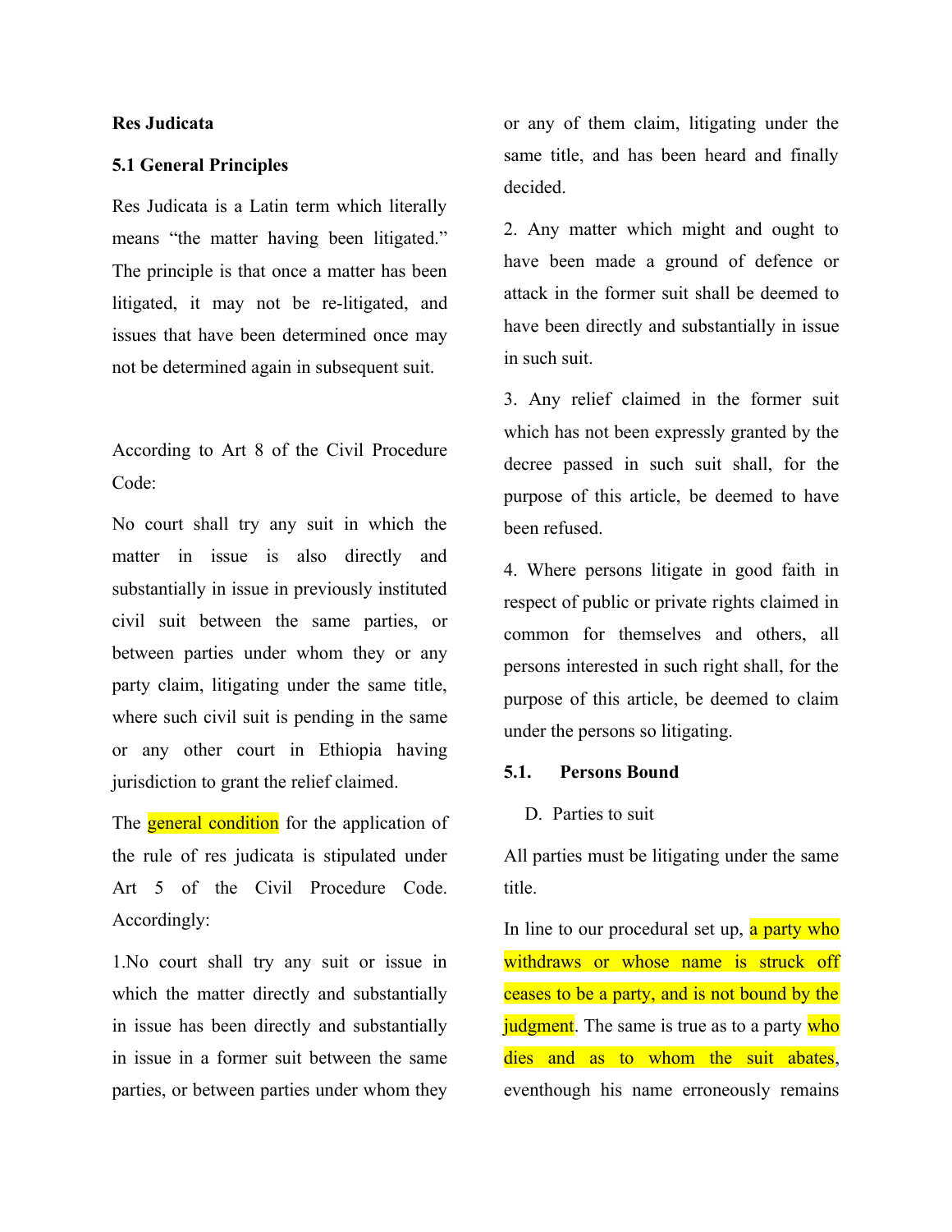**Res Judicata**

**5.1 General Principles**

Res Judicata is a Latin term which literally means "the matter having been litigated." The principle is that once a matter has been litigated, it may not be re-litigated, and issues that have been determined once may not be determined again in subsequent suit.

According to Art 8 of the Civil Procedure Code:

No court shall try any suit in which the matter in issue is also directly and substantially in issue in previously instituted civil suit between the same parties, or between parties under whom they or any party claim, litigating under the same title, where such civil suit is pending in the same or any other court in Ethiopia having jurisdiction to grant the relief claimed.

The general condition for the application of the rule of res judicata is stipulated under Art 5 of the Civil Procedure Code. Accordingly:

1.No court shall try any suit or issue in which the matter directly and substantially in issue has been directly and substantially in issue in a former suit between the same parties, or between parties under whom they or any of them claim, litigating under the same title, and has been heard and finally decided.

2. Any matter which might and ought to have been made a ground of defence or attack in the former suit shall be deemed to have been directly and substantially in issue in such suit.

3. Any relief claimed in the former suit which has not been expressly granted by the decree passed in such suit shall, for the purpose of this article, be deemed to have been refused.

4. Where persons litigate in good faith in respect of public or private rights claimed in common for themselves and others, all persons interested in such right shall, for the purpose of this article, be deemed to claim under the persons so litigating.

**5.1. Persons Bound**

D. Parties to suit

All parties must be litigating under the same title.

In line to our procedural set up, a party who withdraws or whose name is struck off ceases to be a party, and is not bound by the judgment. The same is true as to a party who dies and as to whom the suit abates, eventhough his name erroneously remains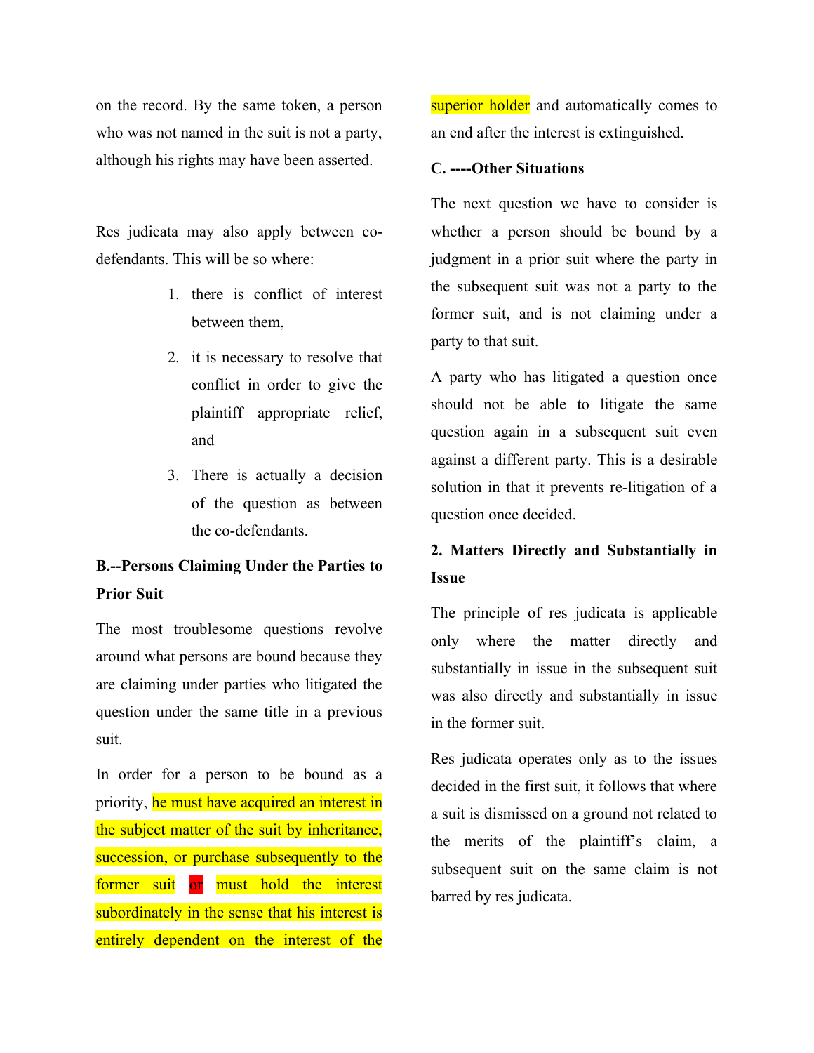on the record. By the same token, a person who was not named in the suit is not a party, although his rights may have been asserted.

Res judicata may also apply between co-defendants. This will be so where:

1. there is conflict of interest between them,
2. it is necessary to resolve that conflict in order to give the plaintiff appropriate relief, and
3. There is actually a decision of the question as between the co-defendants.

**B.--Persons Claiming Under the Parties to Prior Suit**

The most troublesome questions revolve around what persons are bound because they are claiming under parties who litigated the question under the same title in a previous suit.

In order for a person to be bound as a priority, he must have acquired an interest in the subject matter of the suit by inheritance, succession, or purchase subsequently to the former suit or must hold the interest subordinately in the sense that his interest is entirely dependent on the interest of the superior holder and automatically comes to an end after the interest is extinguished.

**C. ----Other Situations**

The next question we have to consider is whether a person should be bound by a judgment in a prior suit where the party in the subsequent suit was not a party to the former suit, and is not claiming under a party to that suit.

A party who has litigated a question once should not be able to litigate the same question again in a subsequent suit even against a different party. This is a desirable solution in that it prevents re-litigation of a question once decided.

**2. Matters Directly and Substantially in Issue**

The principle of res judicata is applicable only where the matter directly and substantially in issue in the subsequent suit was also directly and substantially in issue in the former suit.

Res judicata operates only as to the issues decided in the first suit, it follows that where a suit is dismissed on a ground not related to the merits of the plaintiff's claim, a subsequent suit on the same claim is not barred by res judicata.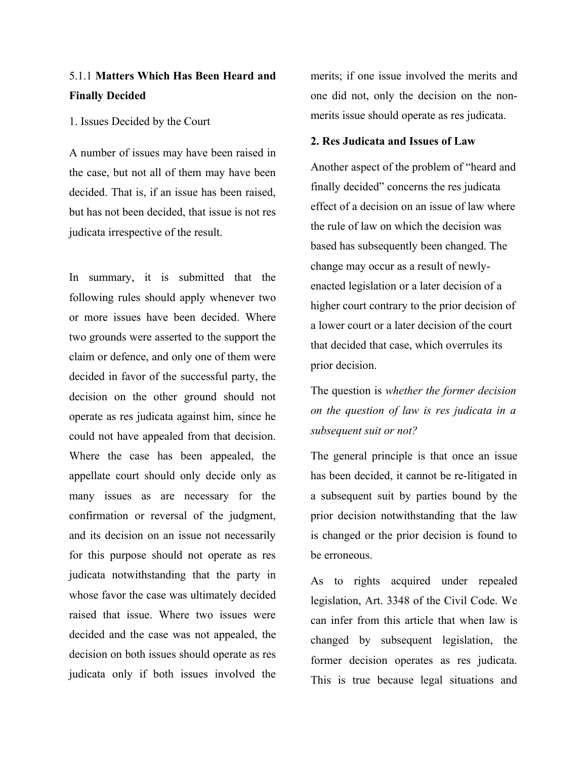5.1.1 **Matters Which Has Been Heard and Finally Decided**

1. Issues Decided by the Court

A number of issues may have been raised in the case, but not all of them may have been decided. That is, if an issue has been raised, but has not been decided, that issue is not res judicata irrespective of the result.

In summary, it is submitted that the following rules should apply whenever two or more issues have been decided. Where two grounds were asserted to the support the claim or defence, and only one of them were decided in favor of the successful party, the decision on the other ground should not operate as res judicata against him, since he could not have appealed from that decision. Where the case has been appealed, the appellate court should only decide only as many issues as are necessary for the confirmation or reversal of the judgment, and its decision on an issue not necessarily for this purpose should not operate as res judicata notwithstanding that the party in whose favor the case was ultimately decided raised that issue. Where two issues were decided and the case was not appealed, the decision on both issues should operate as res judicata only if both issues involved the merits; if one issue involved the merits and one did not, only the decision on the non-merits issue should operate as res judicata.

**2. Res Judicata and Issues of Law**

Another aspect of the problem of "heard and finally decided" concerns the res judicata effect of a decision on an issue of law where the rule of law on which the decision was based has subsequently been changed. The change may occur as a result of newly-enacted legislation or a later decision of a higher court contrary to the prior decision of a lower court or a later decision of the court that decided that case, which overrules its prior decision.

The question is *whether the former decision on the question of law is res judicata in a subsequent suit or not?*

The general principle is that once an issue has been decided, it cannot be re-litigated in a subsequent suit by parties bound by the prior decision notwithstanding that the law is changed or the prior decision is found to be erroneous.

As to rights acquired under repealed legislation, Art. 3348 of the Civil Code. We can infer from this article that when law is changed by subsequent legislation, the former decision operates as res judicata. This is true because legal situations and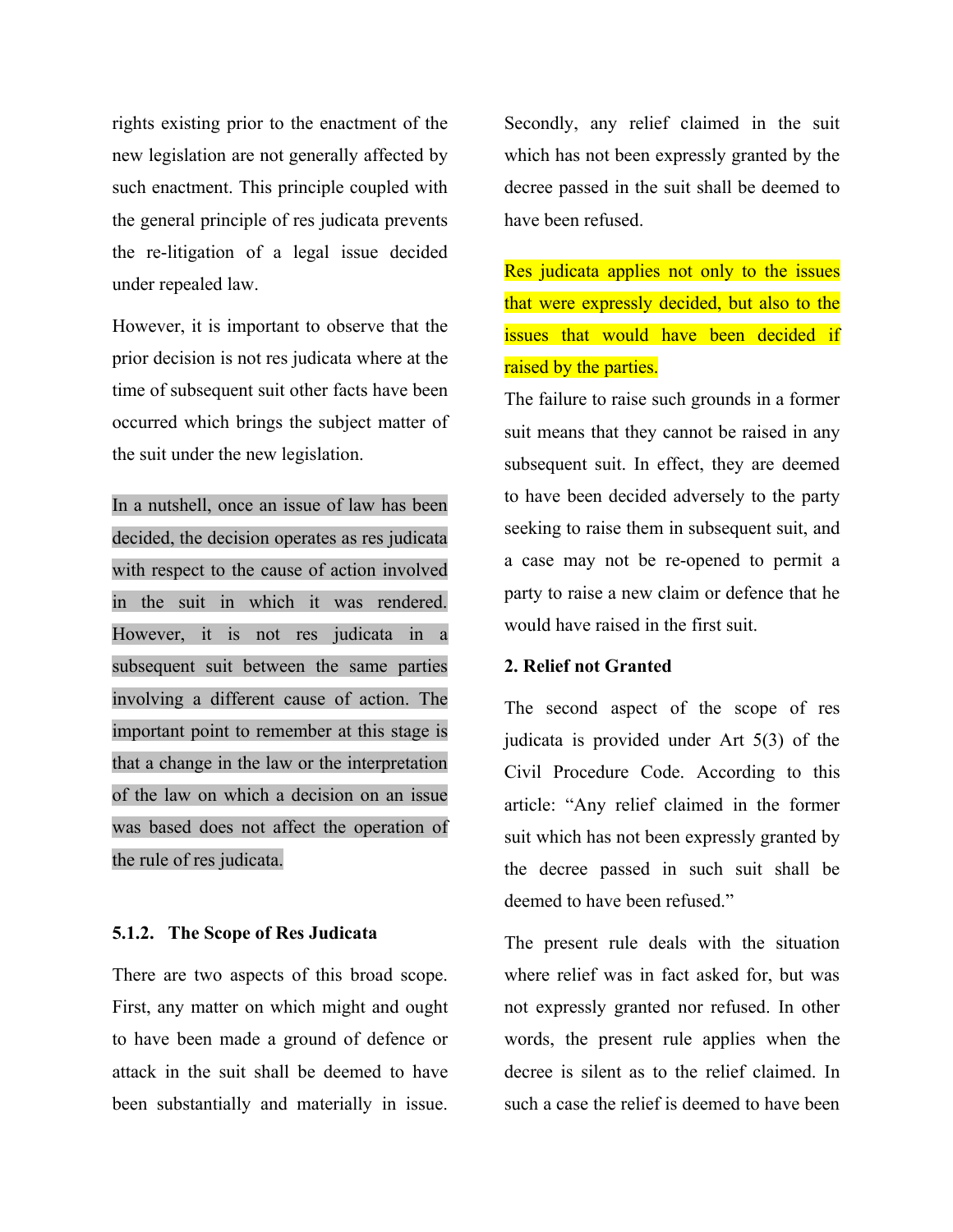rights existing prior to the enactment of the new legislation are not generally affected by such enactment. This principle coupled with the general principle of res judicata prevents the re-litigation of a legal issue decided under repealed law.

However, it is important to observe that the prior decision is not res judicata where at the time of subsequent suit other facts have been occurred which brings the subject matter of the suit under the new legislation.

In a nutshell, once an issue of law has been decided, the decision operates as res judicata with respect to the cause of action involved in the suit in which it was rendered. However, it is not res judicata in a subsequent suit between the same parties involving a different cause of action. The important point to remember at this stage is that a change in the law or the interpretation of the law on which a decision on an issue was based does not affect the operation of the rule of res judicata.

### 5.1.2. The Scope of Res Judicata

There are two aspects of this broad scope. First, any matter on which might and ought to have been made a ground of defence or attack in the suit shall be deemed to have been substantially and materially in issue. Secondly, any relief claimed in the suit which has not been expressly granted by the decree passed in the suit shall be deemed to have been refused.

Res judicata applies not only to the issues that were expressly decided, but also to the issues that would have been decided if raised by the parties.

The failure to raise such grounds in a former suit means that they cannot be raised in any subsequent suit. In effect, they are deemed to have been decided adversely to the party seeking to raise them in subsequent suit, and a case may not be re-opened to permit a party to raise a new claim or defence that he would have raised in the first suit.

**2. Relief not Granted**

The second aspect of the scope of res judicata is provided under Art 5(3) of the Civil Procedure Code. According to this article: "Any relief claimed in the former suit which has not been expressly granted by the decree passed in such suit shall be deemed to have been refused."

The present rule deals with the situation where relief was in fact asked for, but was not expressly granted nor refused. In other words, the present rule applies when the decree is silent as to the relief claimed. In such a case the relief is deemed to have been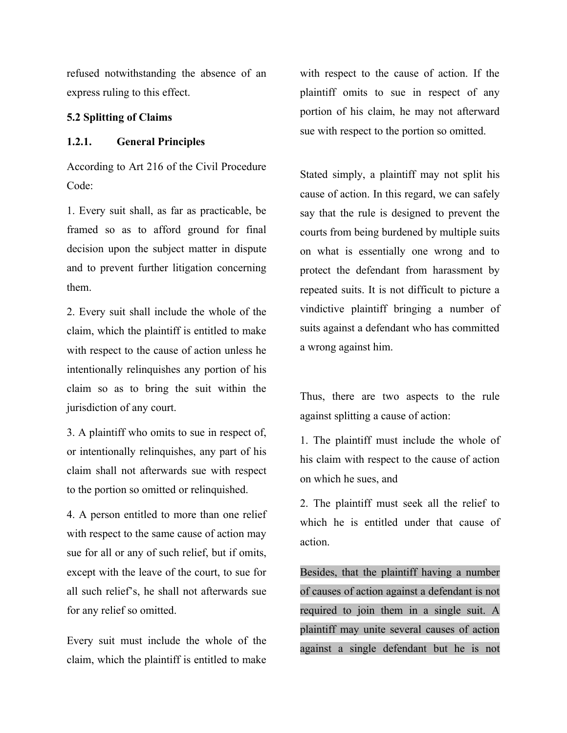refused notwithstanding the absence of an express ruling to this effect.

## 5.2 Splitting of Claims

### 1.2.1. General Principles

According to Art 216 of the Civil Procedure Code:

1. Every suit shall, as far as practicable, be framed so as to afford ground for final decision upon the subject matter in dispute and to prevent further litigation concerning them.

2. Every suit shall include the whole of the claim, which the plaintiff is entitled to make with respect to the cause of action unless he intentionally relinquishes any portion of his claim so as to bring the suit within the jurisdiction of any court.

3. A plaintiff who omits to sue in respect of, or intentionally relinquishes, any part of his claim shall not afterwards sue with respect to the portion so omitted or relinquished.

4. A person entitled to more than one relief with respect to the same cause of action may sue for all or any of such relief, but if omits, except with the leave of the court, to sue for all such relief's, he shall not afterwards sue for any relief so omitted.

Every suit must include the whole of the claim, which the plaintiff is entitled to make with respect to the cause of action. If the plaintiff omits to sue in respect of any portion of his claim, he may not afterward sue with respect to the portion so omitted.

Stated simply, a plaintiff may not split his cause of action. In this regard, we can safely say that the rule is designed to prevent the courts from being burdened by multiple suits on what is essentially one wrong and to protect the defendant from harassment by repeated suits. It is not difficult to picture a vindictive plaintiff bringing a number of suits against a defendant who has committed a wrong against him.

Thus, there are two aspects to the rule against splitting a cause of action:

1. The plaintiff must include the whole of his claim with respect to the cause of action on which he sues, and

2. The plaintiff must seek all the relief to which he is entitled under that cause of action.

Besides, that the plaintiff having a number of causes of action against a defendant is not required to join them in a single suit. A plaintiff may unite several causes of action against a single defendant but he is not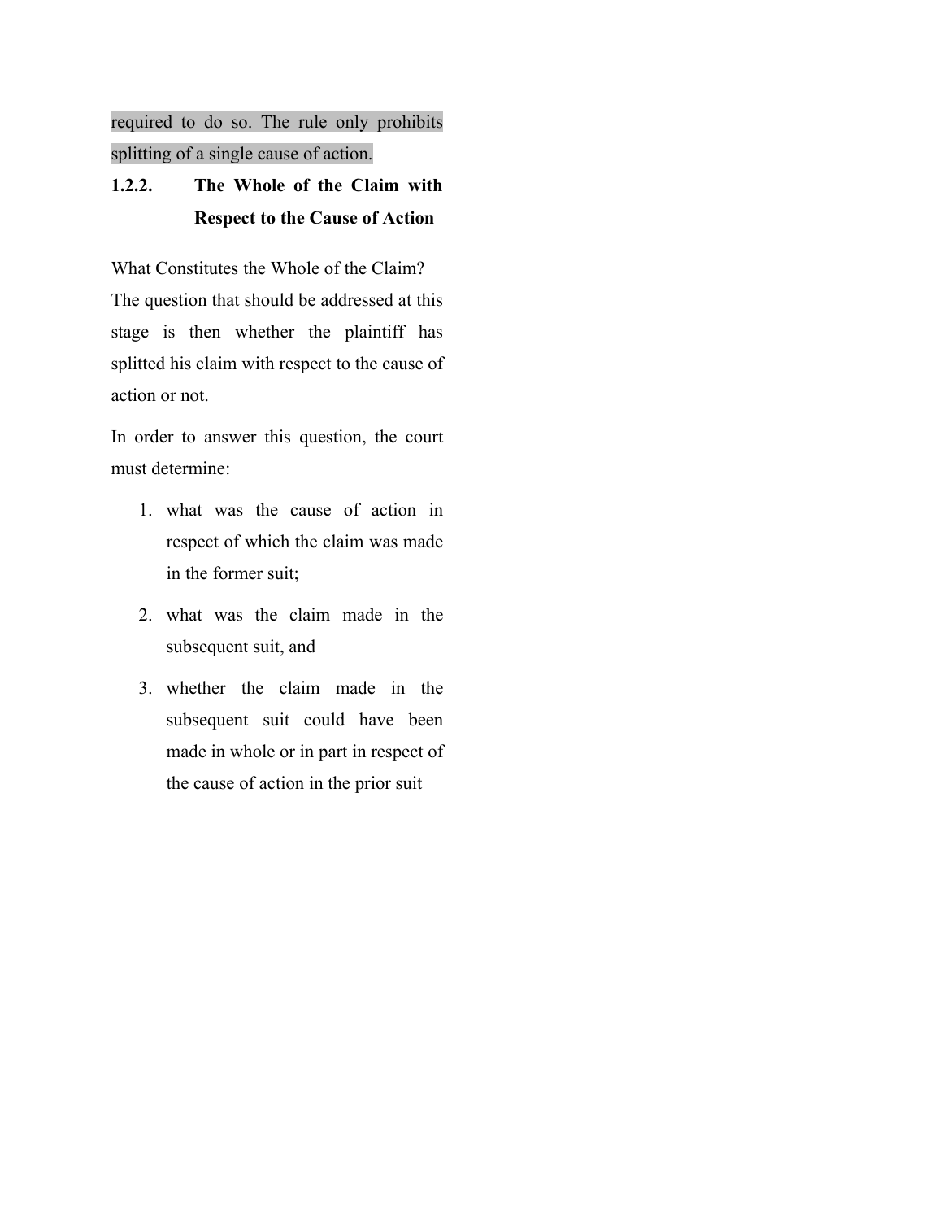required to do so. The rule only prohibits splitting of a single cause of action.

### 1.2.2. The Whole of the Claim with Respect to the Cause of Action

What Constitutes the Whole of the Claim? The question that should be addressed at this stage is then whether the plaintiff has splitted his claim with respect to the cause of action or not.

In order to answer this question, the court must determine:

1. what was the cause of action in respect of which the claim was made in the former suit;
2. what was the claim made in the subsequent suit, and
3. whether the claim made in the subsequent suit could have been made in whole or in part in respect of the cause of action in the prior suit